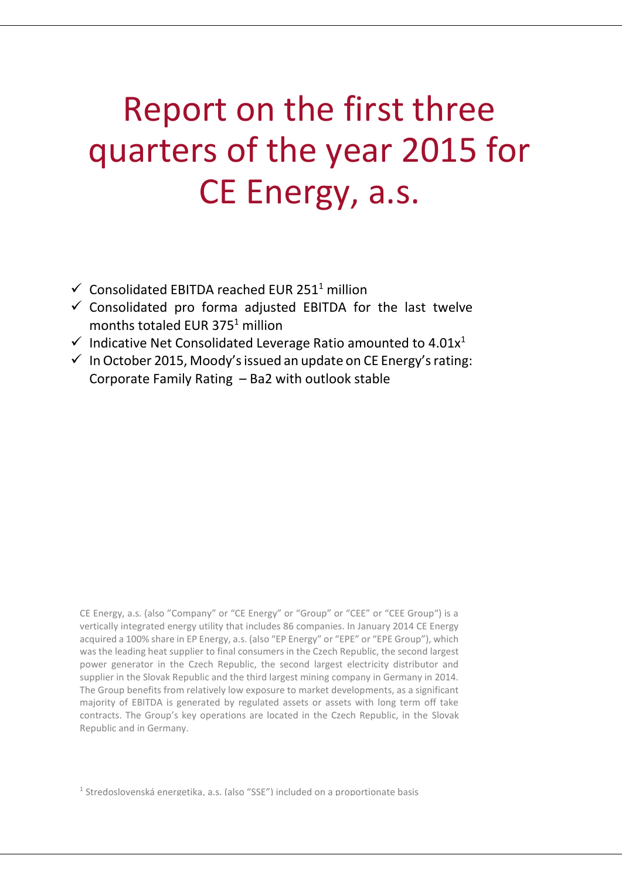# Report on the first three quarters of the year 2015 for CE Energy, a.s.

- ✓ Consolidated EBITDA reached EUR 251[1] million
- ✓ Consolidated pro forma adjusted EBITDA for the last twelve months totaled EUR 375[1] million
- ✓ Indicative Net Consolidated Leverage Ratio amounted to 4.01x[1]
- ✓ In October 2015, Moody's issued an update on CE Energy's rating: Corporate Family Rating – Ba2 with outlook stable

CE Energy, a.s. (also "Company" or "CE Energy" or "Group" or "CEE" or "CEE Group") is a vertically integrated energy utility that includes 86 companies. In January 2014 CE Energy acquired a 100% share in EP Energy, a.s. (also "EP Energy" or "EPE" or "EPE Group"), which was the leading heat supplier to final consumers in the Czech Republic, the second largest power generator in the Czech Republic, the second largest electricity distributor and supplier in the Slovak Republic and the third largest mining company in Germany in 2014. The Group benefits from relatively low exposure to market developments, as a significant majority of EBITDA is generated by regulated assets or assets with long term off take contracts. The Group's key operations are located in the Czech Republic, in the Slovak Republic and in Germany.

[1] Stredoslovenská energetika, a.s. (also "SSE") included on a proportionate basis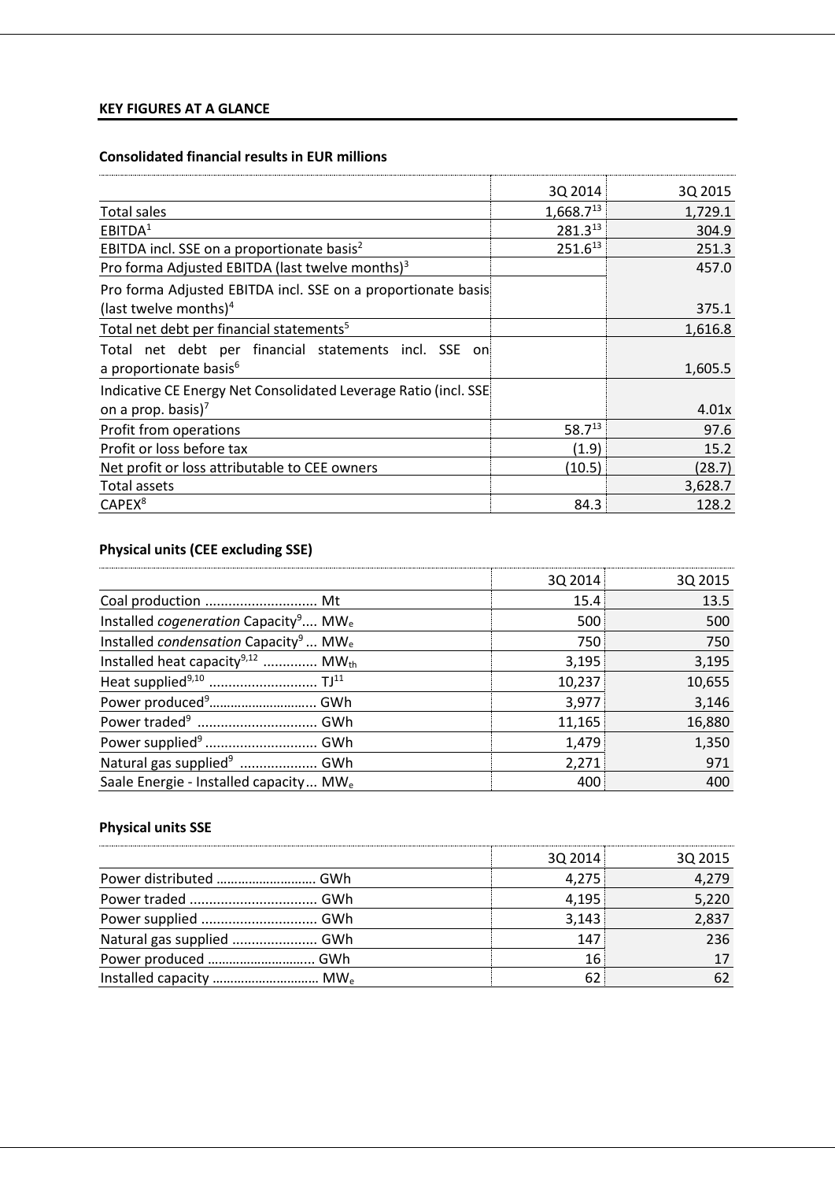## KEY FIGURES AT A GLANCE

### Consolidated financial results in EUR millions

| | 3Q 2014 | 3Q 2015 |
|---|---|---|
| Total sales | 1,668.7[13] | 1,729.1 |
| EBITDA[1] | 281.3[13] | 304.9 |
| EBITDA incl. SSE on a proportionate basis[2] | 251.6[13] | 251.3 |
| Pro forma Adjusted EBITDA (last twelve months)[3] | | 457.0 |
| Pro forma Adjusted EBITDA incl. SSE on a proportionate basis (last twelve months)[4] | | 375.1 |
| Total net debt per financial statements[5] | | 1,616.8 |
| Total net debt per financial statements incl. SSE on a proportionate basis[6] | | 1,605.5 |
| Indicative CE Energy Net Consolidated Leverage Ratio (incl. SSE on a prop. basis)[7] | | 4.01x |
| Profit from operations | 58.7[13] | 97.6 |
| Profit or loss before tax | (1.9) | 15.2 |
| Net profit or loss attributable to CEE owners | (10.5) | (28.7) |
| Total assets | | 3,628.7 |
| CAPEX[8] | 84.3 | 128.2 |

### Physical units (CEE excluding SSE)

| | 3Q 2014 | 3Q 2015 |
|---|---|---|
| Coal production ............................ Mt | 15.4 | 13.5 |
| Installed *cogeneration* Capacity[9].... $MW_e$ | 500 | 500 |
| Installed *condensation* Capacity[9] ... $MW_e$ | 750 | 750 |
| Installed heat capacity[9,12] ............. $MW_{th}$ | 3,195 | 3,195 |
| Heat supplied[9,10] ........................... TJ[11] | 10,237 | 10,655 |
| Power produced[9]............................ GWh | 3,977 | 3,146 |
| Power traded[9] .............................. GWh | 11,165 | 16,880 |
| Power supplied[9] ............................ GWh | 1,479 | 1,350 |
| Natural gas supplied[9] .................... GWh | 2,271 | 971 |
| Saale Energie - Installed capacity... $MW_e$ | 400 | 400 |

### Physical units SSE

| | 3Q 2014 | 3Q 2015 |
|---|---|---|
| Power distributed ........................... GWh | 4,275 | 4,279 |
| Power traded ................................ GWh | 4,195 | 5,220 |
| Power supplied .............................. GWh | 3,143 | 2,837 |
| Natural gas supplied ...................... GWh | 147 | 236 |
| Power produced ............................. GWh | 16 | 17 |
| Installed capacity .......................... $MW_e$ | 62 | 62 |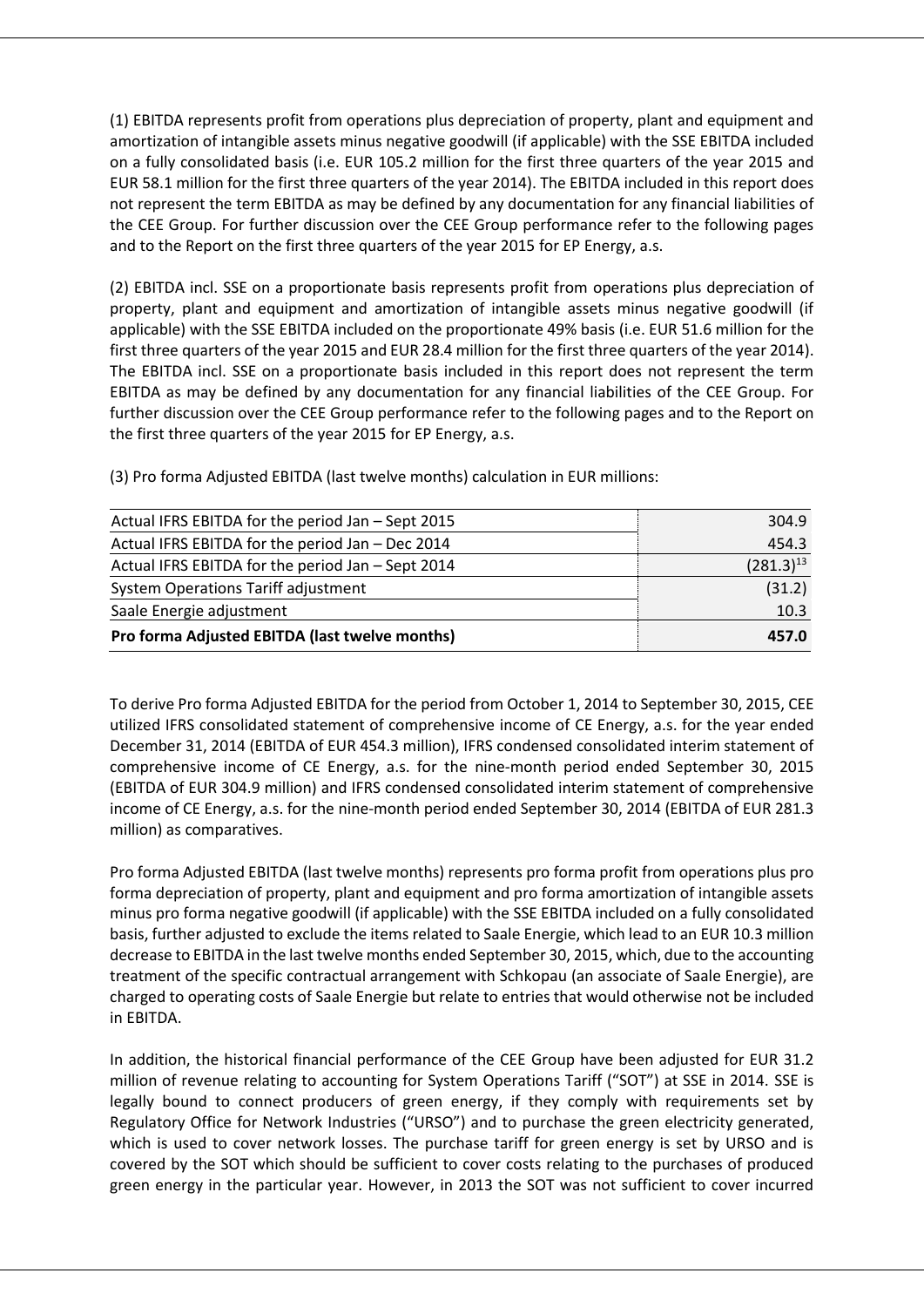(1) EBITDA represents profit from operations plus depreciation of property, plant and equipment and amortization of intangible assets minus negative goodwill (if applicable) with the SSE EBITDA included on a fully consolidated basis (i.e. EUR 105.2 million for the first three quarters of the year 2015 and EUR 58.1 million for the first three quarters of the year 2014). The EBITDA included in this report does not represent the term EBITDA as may be defined by any documentation for any financial liabilities of the CEE Group. For further discussion over the CEE Group performance refer to the following pages and to the Report on the first three quarters of the year 2015 for EP Energy, a.s.

(2) EBITDA incl. SSE on a proportionate basis represents profit from operations plus depreciation of property, plant and equipment and amortization of intangible assets minus negative goodwill (if applicable) with the SSE EBITDA included on the proportionate 49% basis (i.e. EUR 51.6 million for the first three quarters of the year 2015 and EUR 28.4 million for the first three quarters of the year 2014). The EBITDA incl. SSE on a proportionate basis included in this report does not represent the term EBITDA as may be defined by any documentation for any financial liabilities of the CEE Group. For further discussion over the CEE Group performance refer to the following pages and to the Report on the first three quarters of the year 2015 for EP Energy, a.s.

(3) Pro forma Adjusted EBITDA (last twelve months) calculation in EUR millions:

| | |
|---|---|
| Actual IFRS EBITDA for the period Jan – Sept 2015 | 304.9 |
| Actual IFRS EBITDA for the period Jan – Dec 2014 | 454.3 |
| Actual IFRS EBITDA for the period Jan – Sept 2014 | (281.3)[13] |
| System Operations Tariff adjustment | (31.2) |
| Saale Energie adjustment | 10.3 |
| **Pro forma Adjusted EBITDA (last twelve months)** | **457.0** |

To derive Pro forma Adjusted EBITDA for the period from October 1, 2014 to September 30, 2015, CEE utilized IFRS consolidated statement of comprehensive income of CE Energy, a.s. for the year ended December 31, 2014 (EBITDA of EUR 454.3 million), IFRS condensed consolidated interim statement of comprehensive income of CE Energy, a.s. for the nine-month period ended September 30, 2015 (EBITDA of EUR 304.9 million) and IFRS condensed consolidated interim statement of comprehensive income of CE Energy, a.s. for the nine-month period ended September 30, 2014 (EBITDA of EUR 281.3 million) as comparatives.

Pro forma Adjusted EBITDA (last twelve months) represents pro forma profit from operations plus pro forma depreciation of property, plant and equipment and pro forma amortization of intangible assets minus pro forma negative goodwill (if applicable) with the SSE EBITDA included on a fully consolidated basis, further adjusted to exclude the items related to Saale Energie, which lead to an EUR 10.3 million decrease to EBITDA in the last twelve months ended September 30, 2015, which, due to the accounting treatment of the specific contractual arrangement with Schkopau (an associate of Saale Energie), are charged to operating costs of Saale Energie but relate to entries that would otherwise not be included in EBITDA.

In addition, the historical financial performance of the CEE Group have been adjusted for EUR 31.2 million of revenue relating to accounting for System Operations Tariff ("SOT") at SSE in 2014. SSE is legally bound to connect producers of green energy, if they comply with requirements set by Regulatory Office for Network Industries ("URSO") and to purchase the green electricity generated, which is used to cover network losses. The purchase tariff for green energy is set by URSO and is covered by the SOT which should be sufficient to cover costs relating to the purchases of produced green energy in the particular year. However, in 2013 the SOT was not sufficient to cover incurred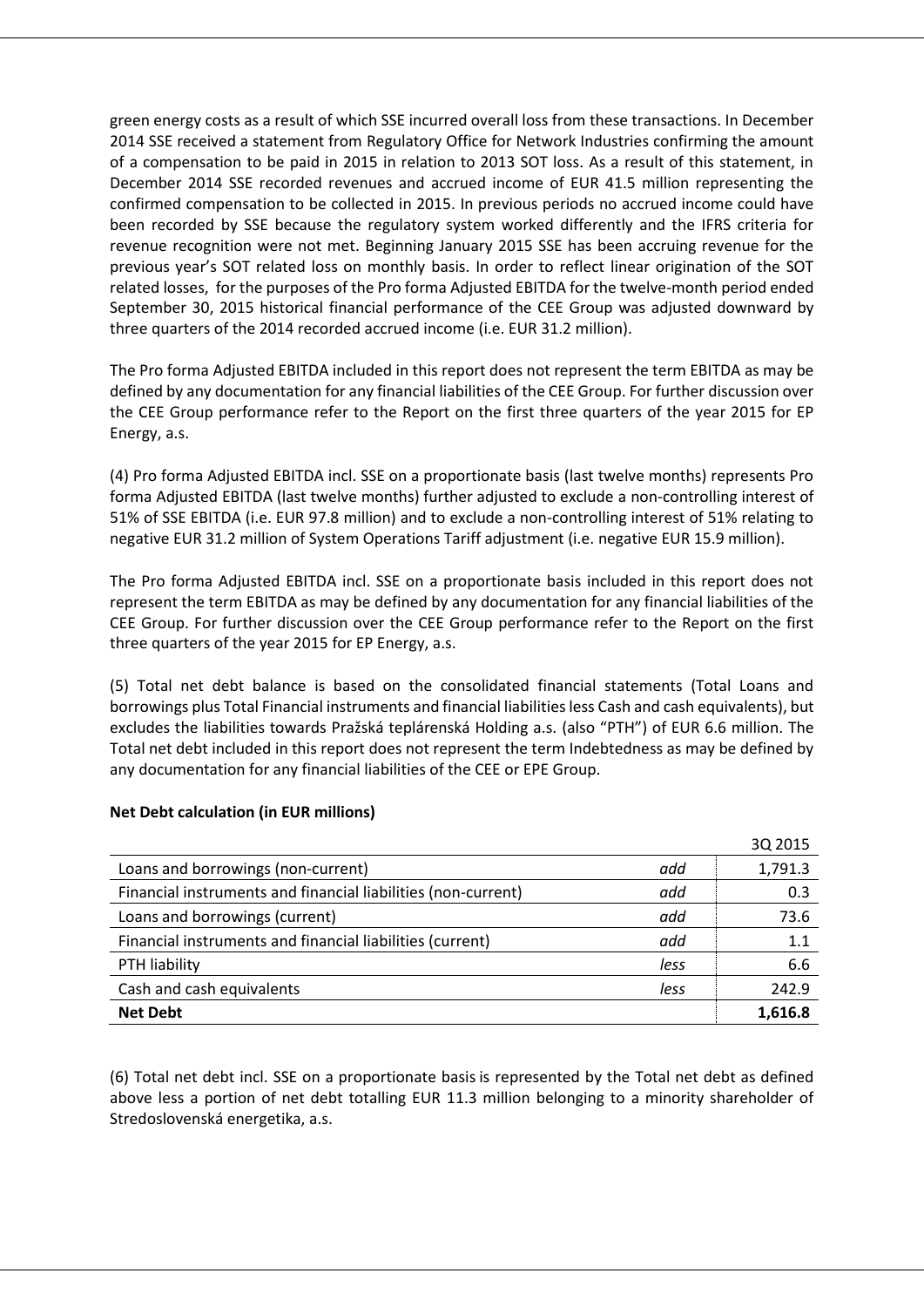green energy costs as a result of which SSE incurred overall loss from these transactions. In December 2014 SSE received a statement from Regulatory Office for Network Industries confirming the amount of a compensation to be paid in 2015 in relation to 2013 SOT loss. As a result of this statement, in December 2014 SSE recorded revenues and accrued income of EUR 41.5 million representing the confirmed compensation to be collected in 2015. In previous periods no accrued income could have been recorded by SSE because the regulatory system worked differently and the IFRS criteria for revenue recognition were not met. Beginning January 2015 SSE has been accruing revenue for the previous year's SOT related loss on monthly basis. In order to reflect linear origination of the SOT related losses, for the purposes of the Pro forma Adjusted EBITDA for the twelve-month period ended September 30, 2015 historical financial performance of the CEE Group was adjusted downward by three quarters of the 2014 recorded accrued income (i.e. EUR 31.2 million).

The Pro forma Adjusted EBITDA included in this report does not represent the term EBITDA as may be defined by any documentation for any financial liabilities of the CEE Group. For further discussion over the CEE Group performance refer to the Report on the first three quarters of the year 2015 for EP Energy, a.s.

(4) Pro forma Adjusted EBITDA incl. SSE on a proportionate basis (last twelve months) represents Pro forma Adjusted EBITDA (last twelve months) further adjusted to exclude a non-controlling interest of 51% of SSE EBITDA (i.e. EUR 97.8 million) and to exclude a non-controlling interest of 51% relating to negative EUR 31.2 million of System Operations Tariff adjustment (i.e. negative EUR 15.9 million).

The Pro forma Adjusted EBITDA incl. SSE on a proportionate basis included in this report does not represent the term EBITDA as may be defined by any documentation for any financial liabilities of the CEE Group. For further discussion over the CEE Group performance refer to the Report on the first three quarters of the year 2015 for EP Energy, a.s.

(5) Total net debt balance is based on the consolidated financial statements (Total Loans and borrowings plus Total Financial instruments and financial liabilities less Cash and cash equivalents), but excludes the liabilities towards Pražská teplárenská Holding a.s. (also "PTH") of EUR 6.6 million. The Total net debt included in this report does not represent the term Indebtedness as may be defined by any documentation for any financial liabilities of the CEE or EPE Group.

**Net Debt calculation (in EUR millions)**

| | | 3Q 2015 |
|---|---|---|
| Loans and borrowings (non-current) | *add* | 1,791.3 |
| Financial instruments and financial liabilities (non-current) | *add* | 0.3 |
| Loans and borrowings (current) | *add* | 73.6 |
| Financial instruments and financial liabilities (current) | *add* | 1.1 |
| PTH liability | *less* | 6.6 |
| Cash and cash equivalents | *less* | 242.9 |
| **Net Debt** | | **1,616.8** |

(6) Total net debt incl. SSE on a proportionate basis is represented by the Total net debt as defined above less a portion of net debt totalling EUR 11.3 million belonging to a minority shareholder of Stredoslovenská energetika, a.s.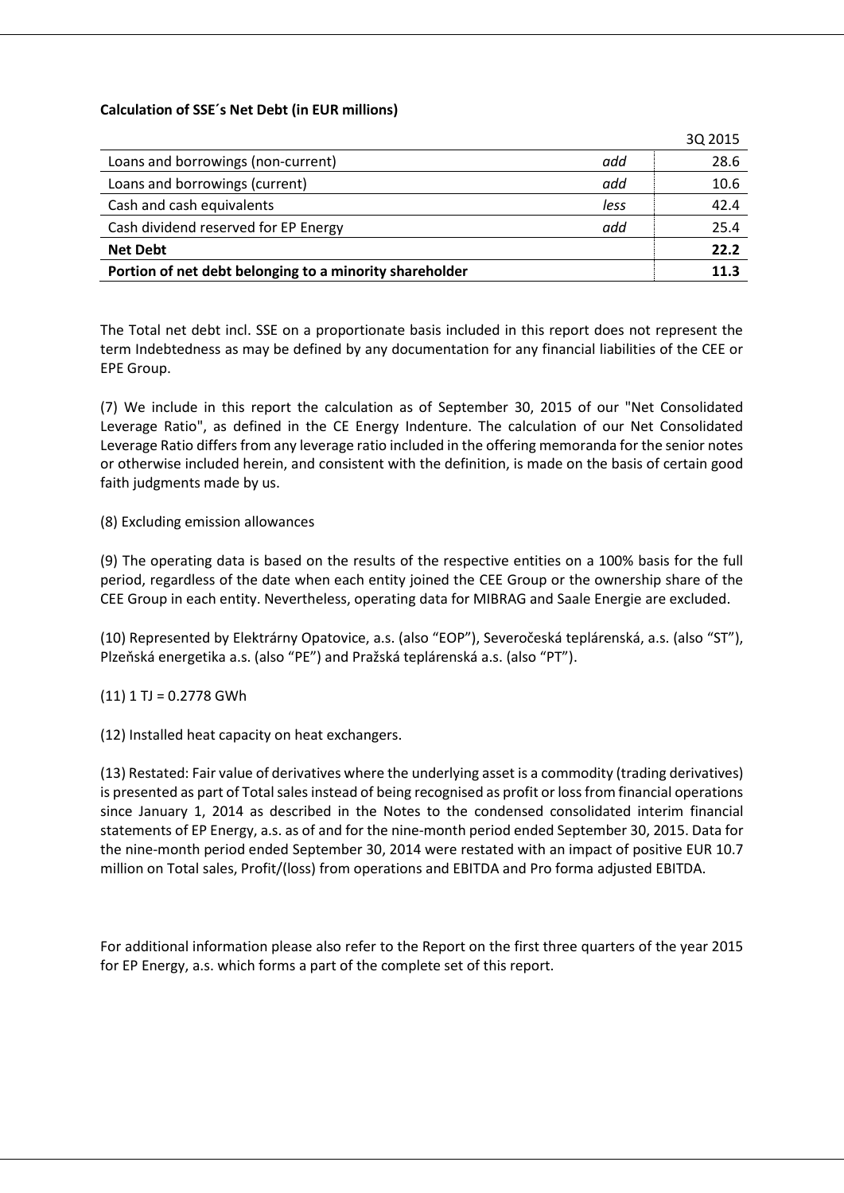**Calculation of SSE´s Net Debt (in EUR millions)**

| | | 3Q 2015 |
|---|---|---|
| Loans and borrowings (non-current) | *add* | 28.6 |
| Loans and borrowings (current) | *add* | 10.6 |
| Cash and cash equivalents | *less* | 42.4 |
| Cash dividend reserved for EP Energy | *add* | 25.4 |
| **Net Debt** | | **22.2** |
| **Portion of net debt belonging to a minority shareholder** | | **11.3** |

The Total net debt incl. SSE on a proportionate basis included in this report does not represent the term Indebtedness as may be defined by any documentation for any financial liabilities of the CEE or EPE Group.

(7) We include in this report the calculation as of September 30, 2015 of our "Net Consolidated Leverage Ratio", as defined in the CE Energy Indenture. The calculation of our Net Consolidated Leverage Ratio differs from any leverage ratio included in the offering memoranda for the senior notes or otherwise included herein, and consistent with the definition, is made on the basis of certain good faith judgments made by us.

(8) Excluding emission allowances

(9) The operating data is based on the results of the respective entities on a 100% basis for the full period, regardless of the date when each entity joined the CEE Group or the ownership share of the CEE Group in each entity. Nevertheless, operating data for MIBRAG and Saale Energie are excluded.

(10) Represented by Elektrárny Opatovice, a.s. (also "EOP"), Severočeská teplárenská, a.s. (also "ST"), Plzeňská energetika a.s. (also "PE") and Pražská teplárenská a.s. (also "PT").

(11) 1 TJ = 0.2778 GWh

(12) Installed heat capacity on heat exchangers.

(13) Restated: Fair value of derivatives where the underlying asset is a commodity (trading derivatives) is presented as part of Total sales instead of being recognised as profit or loss from financial operations since January 1, 2014 as described in the Notes to the condensed consolidated interim financial statements of EP Energy, a.s. as of and for the nine-month period ended September 30, 2015. Data for the nine-month period ended September 30, 2014 were restated with an impact of positive EUR 10.7 million on Total sales, Profit/(loss) from operations and EBITDA and Pro forma adjusted EBITDA.

For additional information please also refer to the Report on the first three quarters of the year 2015 for EP Energy, a.s. which forms a part of the complete set of this report.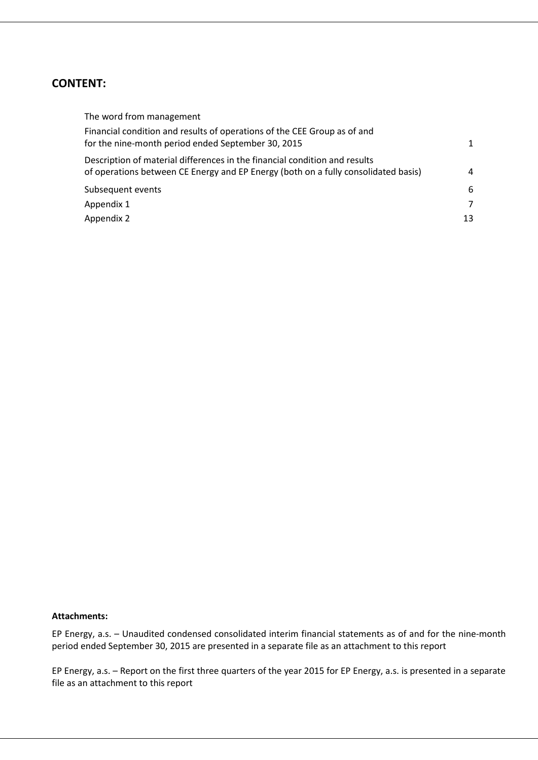## CONTENT:

| | |
|---|---|
| The word from management | |
| Financial condition and results of operations of the CEE Group as of and for the nine-month period ended September 30, 2015 | 1 |
| Description of material differences in the financial condition and results of operations between CE Energy and EP Energy (both on a fully consolidated basis) | 4 |
| Subsequent events | 6 |
| Appendix 1 | 7 |
| Appendix 2 | 13 |

**Attachments:**

EP Energy, a.s. – Unaudited condensed consolidated interim financial statements as of and for the nine-month period ended September 30, 2015 are presented in a separate file as an attachment to this report

EP Energy, a.s. – Report on the first three quarters of the year 2015 for EP Energy, a.s. is presented in a separate file as an attachment to this report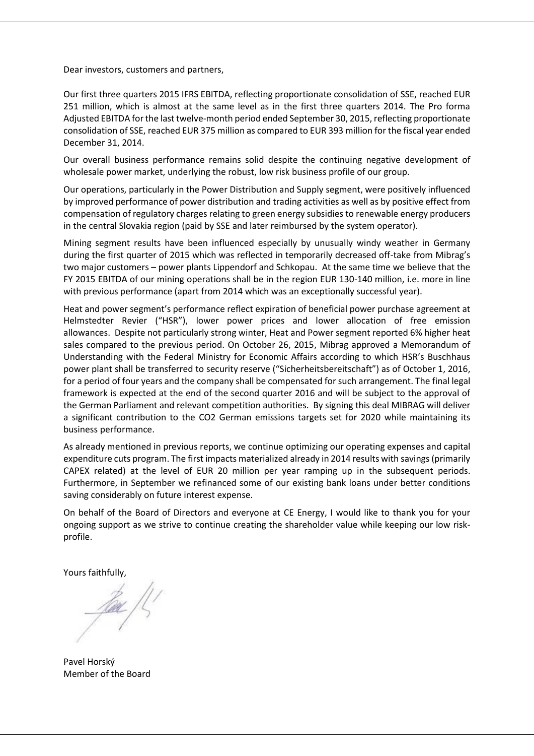Dear investors, customers and partners,

Our first three quarters 2015 IFRS EBITDA, reflecting proportionate consolidation of SSE, reached EUR 251 million, which is almost at the same level as in the first three quarters 2014. The Pro forma Adjusted EBITDA for the last twelve-month period ended September 30, 2015, reflecting proportionate consolidation of SSE, reached EUR 375 million as compared to EUR 393 million for the fiscal year ended December 31, 2014.

Our overall business performance remains solid despite the continuing negative development of wholesale power market, underlying the robust, low risk business profile of our group.

Our operations, particularly in the Power Distribution and Supply segment, were positively influenced by improved performance of power distribution and trading activities as well as by positive effect from compensation of regulatory charges relating to green energy subsidies to renewable energy producers in the central Slovakia region (paid by SSE and later reimbursed by the system operator).

Mining segment results have been influenced especially by unusually windy weather in Germany during the first quarter of 2015 which was reflected in temporarily decreased off-take from Mibrag's two major customers – power plants Lippendorf and Schkopau. At the same time we believe that the FY 2015 EBITDA of our mining operations shall be in the region EUR 130-140 million, i.e. more in line with previous performance (apart from 2014 which was an exceptionally successful year).

Heat and power segment's performance reflect expiration of beneficial power purchase agreement at Helmstedter Revier ("HSR"), lower power prices and lower allocation of free emission allowances. Despite not particularly strong winter, Heat and Power segment reported 6% higher heat sales compared to the previous period. On October 26, 2015, Mibrag approved a Memorandum of Understanding with the Federal Ministry for Economic Affairs according to which HSR's Buschhaus power plant shall be transferred to security reserve ("Sicherheitsbereitschaft") as of October 1, 2016, for a period of four years and the company shall be compensated for such arrangement. The final legal framework is expected at the end of the second quarter 2016 and will be subject to the approval of the German Parliament and relevant competition authorities. By signing this deal MIBRAG will deliver a significant contribution to the CO2 German emissions targets set for 2020 while maintaining its business performance.

As already mentioned in previous reports, we continue optimizing our operating expenses and capital expenditure cuts program. The first impacts materialized already in 2014 results with savings (primarily CAPEX related) at the level of EUR 20 million per year ramping up in the subsequent periods. Furthermore, in September we refinanced some of our existing bank loans under better conditions saving considerably on future interest expense.

On behalf of the Board of Directors and everyone at CE Energy, I would like to thank you for your ongoing support as we strive to continue creating the shareholder value while keeping our low risk-profile.

Yours faithfully,

Pavel Horský
Member of the Board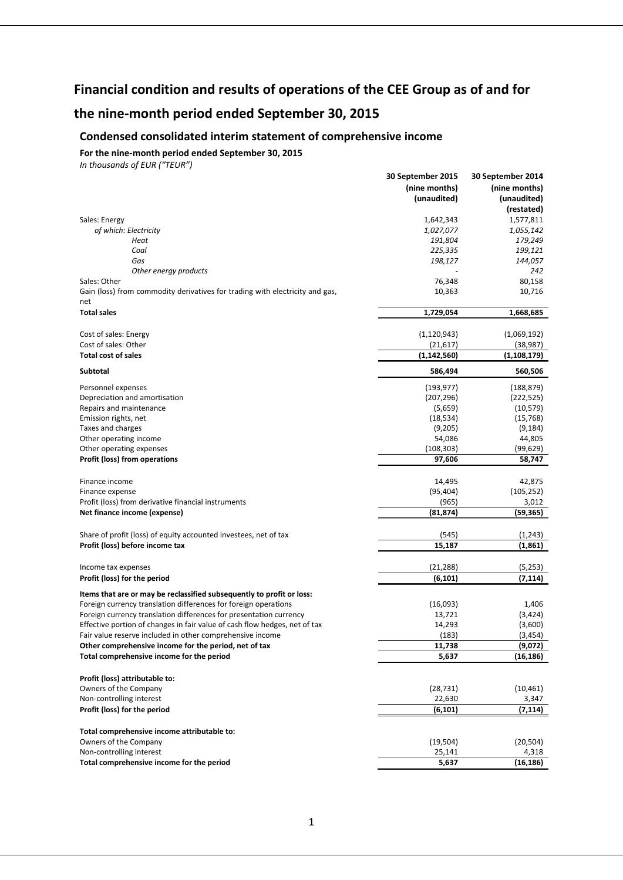# Financial condition and results of operations of the CEE Group as of and for the nine-month period ended September 30, 2015

## Condensed consolidated interim statement of comprehensive income

**For the nine-month period ended September 30, 2015**

*In thousands of EUR ("TEUR")*

| | 30 September 2015 (nine months) (unaudited) | 30 September 2014 (nine months) (unaudited) (restated) |
|---|---|---|
| Sales: Energy | 1,642,343 | 1,577,811 |
| *of which: Electricity* | *1,027,077* | *1,055,142* |
| *Heat* | *191,804* | *179,249* |
| *Coal* | *225,335* | *199,121* |
| *Gas* | *198,127* | *144,057* |
| *Other energy products* | - | *242* |
| Sales: Other | 76,348 | 80,158 |
| Gain (loss) from commodity derivatives for trading with electricity and gas, net | 10,363 | 10,716 |
| **Total sales** | **1,729,054** | **1,668,685** |
| | | |
| Cost of sales: Energy | (1,120,943) | (1,069,192) |
| Cost of sales: Other | (21,617) | (38,987) |
| **Total cost of sales** | **(1,142,560)** | **(1,108,179)** |
| **Subtotal** | **586,494** | **560,506** |
| | | |
| Personnel expenses | (193,977) | (188,879) |
| Depreciation and amortisation | (207,296) | (222,525) |
| Repairs and maintenance | (5,659) | (10,579) |
| Emission rights, net | (18,534) | (15,768) |
| Taxes and charges | (9,205) | (9,184) |
| Other operating income | 54,086 | 44,805 |
| Other operating expenses | (108,303) | (99,629) |
| **Profit (loss) from operations** | **97,606** | **58,747** |
| | | |
| Finance income | 14,495 | 42,875 |
| Finance expense | (95,404) | (105,252) |
| Profit (loss) from derivative financial instruments | (965) | 3,012 |
| **Net finance income (expense)** | **(81,874)** | **(59,365)** |
| | | |
| Share of profit (loss) of equity accounted investees, net of tax | (545) | (1,243) |
| **Profit (loss) before income tax** | **15,187** | **(1,861)** |
| | | |
| Income tax expenses | (21,288) | (5,253) |
| **Profit (loss) for the period** | **(6,101)** | **(7,114)** |
| | | |
| **Items that are or may be reclassified subsequently to profit or loss:** | | |
| Foreign currency translation differences for foreign operations | (16,093) | 1,406 |
| Foreign currency translation differences for presentation currency | 13,721 | (3,424) |
| Effective portion of changes in fair value of cash flow hedges, net of tax | 14,293 | (3,600) |
| Fair value reserve included in other comprehensive income | (183) | (3,454) |
| **Other comprehensive income for the period, net of tax** | **11,738** | **(9,072)** |
| **Total comprehensive income for the period** | **5,637** | **(16,186)** |
| | | |
| **Profit (loss) attributable to:** | | |
| Owners of the Company | (28,731) | (10,461) |
| Non-controlling interest | 22,630 | 3,347 |
| **Profit (loss) for the period** | **(6,101)** | **(7,114)** |
| | | |
| **Total comprehensive income attributable to:** | | |
| Owners of the Company | (19,504) | (20,504) |
| Non-controlling interest | 25,141 | 4,318 |
| **Total comprehensive income for the period** | **5,637** | **(16,186)** |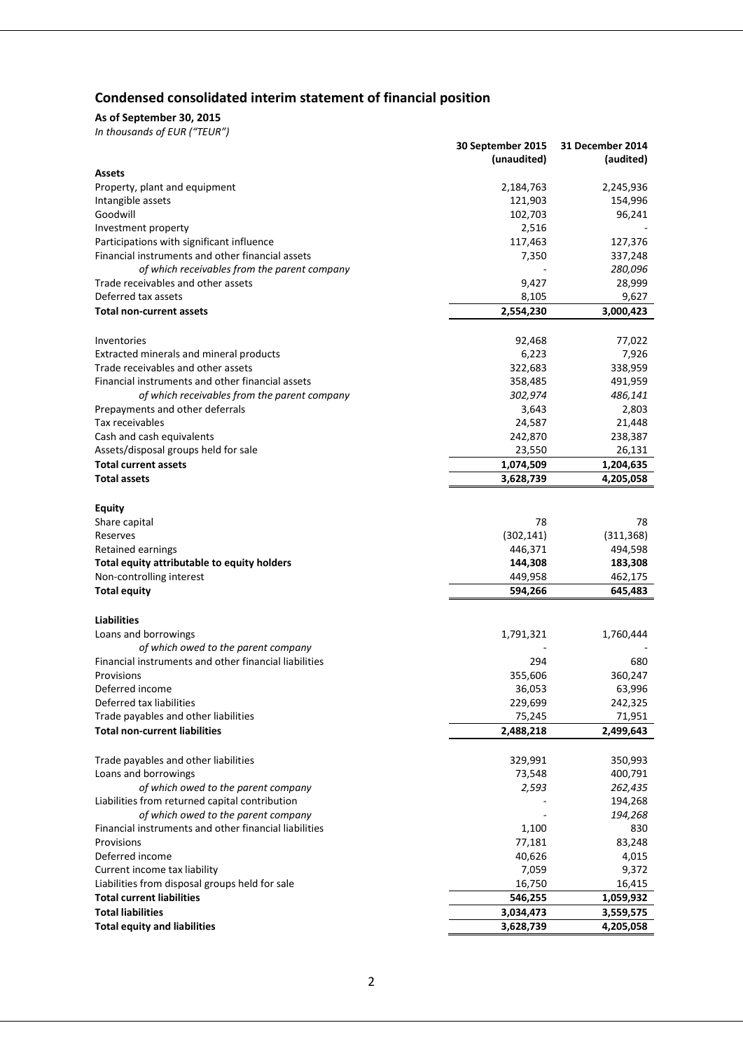## Condensed consolidated interim statement of financial position

**As of September 30, 2015**

*In thousands of EUR ("TEUR")*

| | 30 September 2015 (unaudited) | 31 December 2014 (audited) |
|---|---|---|
| **Assets** | | |
| Property, plant and equipment | 2,184,763 | 2,245,936 |
| Intangible assets | 121,903 | 154,996 |
| Goodwill | 102,703 | 96,241 |
| Investment property | 2,516 | - |
| Participations with significant influence | 117,463 | 127,376 |
| Financial instruments and other financial assets | 7,350 | 337,248 |
| *of which receivables from the parent company* | - | *280,096* |
| Trade receivables and other assets | 9,427 | 28,999 |
| Deferred tax assets | 8,105 | 9,627 |
| **Total non-current assets** | **2,554,230** | **3,000,423** |
| | | |
| Inventories | 92,468 | 77,022 |
| Extracted minerals and mineral products | 6,223 | 7,926 |
| Trade receivables and other assets | 322,683 | 338,959 |
| Financial instruments and other financial assets | 358,485 | 491,959 |
| *of which receivables from the parent company* | *302,974* | *486,141* |
| Prepayments and other deferrals | 3,643 | 2,803 |
| Tax receivables | 24,587 | 21,448 |
| Cash and cash equivalents | 242,870 | 238,387 |
| Assets/disposal groups held for sale | 23,550 | 26,131 |
| **Total current assets** | **1,074,509** | **1,204,635** |
| **Total assets** | **3,628,739** | **4,205,058** |
| | | |
| **Equity** | | |
| Share capital | 78 | 78 |
| Reserves | (302,141) | (311,368) |
| Retained earnings | 446,371 | 494,598 |
| **Total equity attributable to equity holders** | **144,308** | **183,308** |
| Non-controlling interest | 449,958 | 462,175 |
| **Total equity** | **594,266** | **645,483** |
| | | |
| **Liabilities** | | |
| Loans and borrowings | 1,791,321 | 1,760,444 |
| *of which owed to the parent company* | - | - |
| Financial instruments and other financial liabilities | 294 | 680 |
| Provisions | 355,606 | 360,247 |
| Deferred income | 36,053 | 63,996 |
| Deferred tax liabilities | 229,699 | 242,325 |
| Trade payables and other liabilities | 75,245 | 71,951 |
| **Total non-current liabilities** | **2,488,218** | **2,499,643** |
| | | |
| Trade payables and other liabilities | 329,991 | 350,993 |
| Loans and borrowings | 73,548 | 400,791 |
| *of which owed to the parent company* | *2,593* | *262,435* |
| Liabilities from returned capital contribution | - | 194,268 |
| *of which owed to the parent company* | - | *194,268* |
| Financial instruments and other financial liabilities | 1,100 | 830 |
| Provisions | 77,181 | 83,248 |
| Deferred income | 40,626 | 4,015 |
| Current income tax liability | 7,059 | 9,372 |
| Liabilities from disposal groups held for sale | 16,750 | 16,415 |
| **Total current liabilities** | **546,255** | **1,059,932** |
| **Total liabilities** | **3,034,473** | **3,559,575** |
| **Total equity and liabilities** | **3,628,739** | **4,205,058** |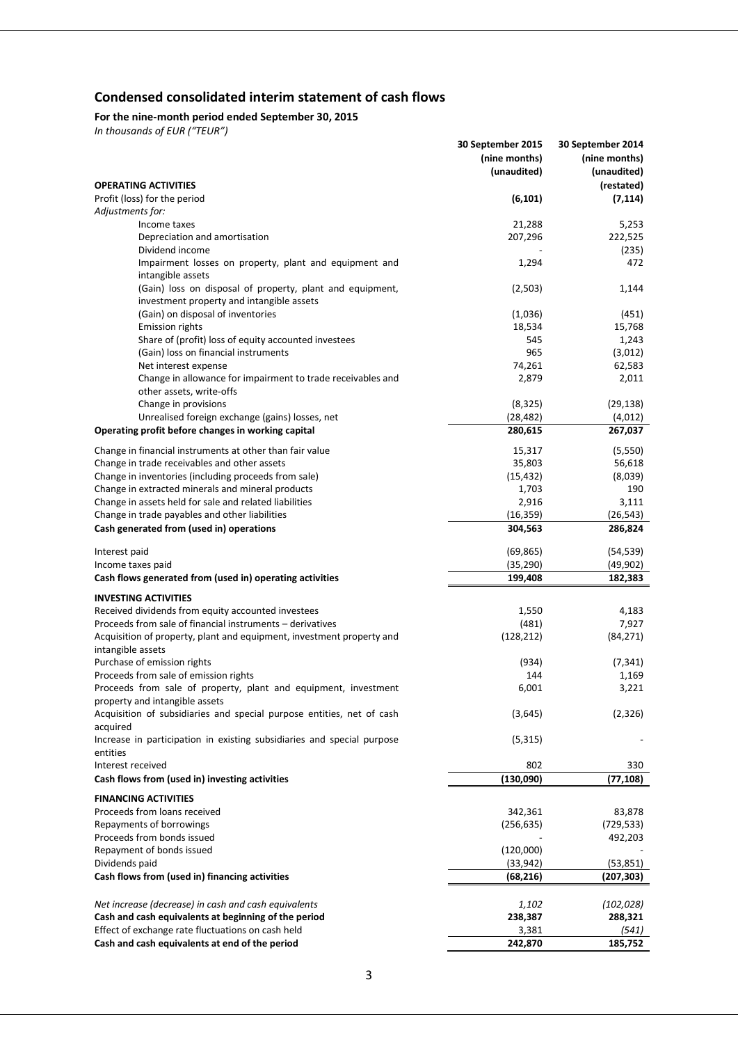## Condensed consolidated interim statement of cash flows

**For the nine-month period ended September 30, 2015**

*In thousands of EUR ("TEUR")*

| | 30 September 2015 (nine months) (unaudited) | 30 September 2014 (nine months) (unaudited) (restated) |
|---|---|---|
| **OPERATING ACTIVITIES** | | |
| Profit (loss) for the period | **(6,101)** | **(7,114)** |
| *Adjustments for:* | | |
| Income taxes | 21,288 | 5,253 |
| Depreciation and amortisation | 207,296 | 222,525 |
| Dividend income | - | (235) |
| Impairment losses on property, plant and equipment and intangible assets | 1,294 | 472 |
| (Gain) loss on disposal of property, plant and equipment, investment property and intangible assets | (2,503) | 1,144 |
| (Gain) on disposal of inventories | (1,036) | (451) |
| Emission rights | 18,534 | 15,768 |
| Share of (profit) loss of equity accounted investees | 545 | 1,243 |
| (Gain) loss on financial instruments | 965 | (3,012) |
| Net interest expense | 74,261 | 62,583 |
| Change in allowance for impairment to trade receivables and other assets, write-offs | 2,879 | 2,011 |
| Change in provisions | (8,325) | (29,138) |
| Unrealised foreign exchange (gains) losses, net | (28,482) | (4,012) |
| **Operating profit before changes in working capital** | **280,615** | **267,037** |
| Change in financial instruments at other than fair value | 15,317 | (5,550) |
| Change in trade receivables and other assets | 35,803 | 56,618 |
| Change in inventories (including proceeds from sale) | (15,432) | (8,039) |
| Change in extracted minerals and mineral products | 1,703 | 190 |
| Change in assets held for sale and related liabilities | 2,916 | 3,111 |
| Change in trade payables and other liabilities | (16,359) | (26,543) |
| **Cash generated from (used in) operations** | **304,563** | **286,824** |
| Interest paid | (69,865) | (54,539) |
| Income taxes paid | (35,290) | (49,902) |
| **Cash flows generated from (used in) operating activities** | **199,408** | **182,383** |
| **INVESTING ACTIVITIES** | | |
| Received dividends from equity accounted investees | 1,550 | 4,183 |
| Proceeds from sale of financial instruments – derivatives | (481) | 7,927 |
| Acquisition of property, plant and equipment, investment property and intangible assets | (128,212) | (84,271) |
| Purchase of emission rights | (934) | (7,341) |
| Proceeds from sale of emission rights | 144 | 1,169 |
| Proceeds from sale of property, plant and equipment, investment property and intangible assets | 6,001 | 3,221 |
| Acquisition of subsidiaries and special purpose entities, net of cash acquired | (3,645) | (2,326) |
| Increase in participation in existing subsidiaries and special purpose entities | (5,315) | - |
| Interest received | 802 | 330 |
| **Cash flows from (used in) investing activities** | **(130,090)** | **(77,108)** |
| **FINANCING ACTIVITIES** | | |
| Proceeds from loans received | 342,361 | 83,878 |
| Repayments of borrowings | (256,635) | (729,533) |
| Proceeds from bonds issued | - | 492,203 |
| Repayment of bonds issued | (120,000) | - |
| Dividends paid | (33,942) | (53,851) |
| **Cash flows from (used in) financing activities** | **(68,216)** | **(207,303)** |
| *Net increase (decrease) in cash and cash equivalents* | *1,102* | *(102,028)* |
| **Cash and cash equivalents at beginning of the period** | **238,387** | **288,321** |
| Effect of exchange rate fluctuations on cash held | 3,381 | *(541)* |
| **Cash and cash equivalents at end of the period** | **242,870** | **185,752** |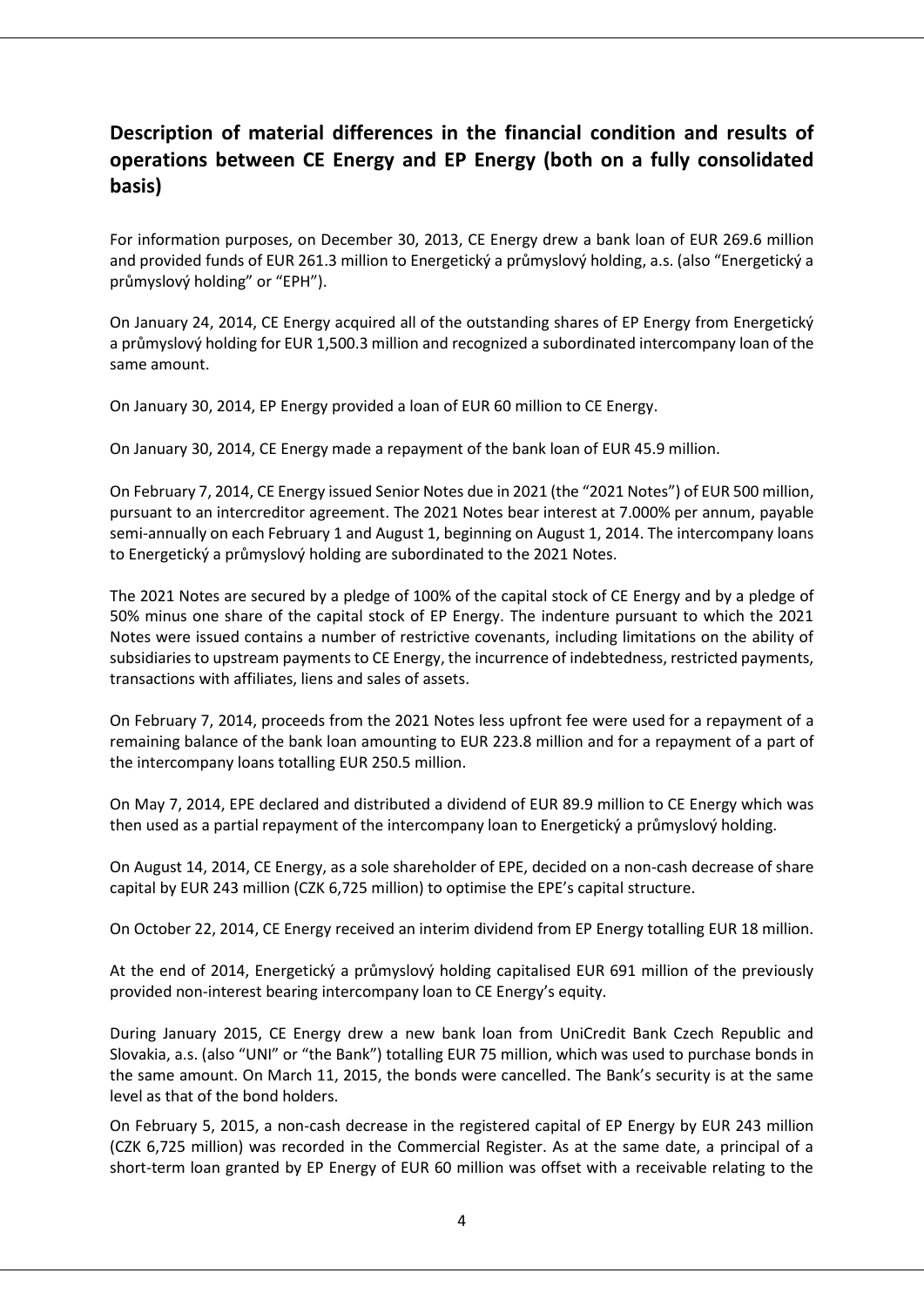## Description of material differences in the financial condition and results of operations between CE Energy and EP Energy (both on a fully consolidated basis)

For information purposes, on December 30, 2013, CE Energy drew a bank loan of EUR 269.6 million and provided funds of EUR 261.3 million to Energetický a průmyslový holding, a.s. (also "Energetický a průmyslový holding" or "EPH").

On January 24, 2014, CE Energy acquired all of the outstanding shares of EP Energy from Energetický a průmyslový holding for EUR 1,500.3 million and recognized a subordinated intercompany loan of the same amount.

On January 30, 2014, EP Energy provided a loan of EUR 60 million to CE Energy.

On January 30, 2014, CE Energy made a repayment of the bank loan of EUR 45.9 million.

On February 7, 2014, CE Energy issued Senior Notes due in 2021 (the "2021 Notes") of EUR 500 million, pursuant to an intercreditor agreement. The 2021 Notes bear interest at 7.000% per annum, payable semi-annually on each February 1 and August 1, beginning on August 1, 2014. The intercompany loans to Energetický a průmyslový holding are subordinated to the 2021 Notes.

The 2021 Notes are secured by a pledge of 100% of the capital stock of CE Energy and by a pledge of 50% minus one share of the capital stock of EP Energy. The indenture pursuant to which the 2021 Notes were issued contains a number of restrictive covenants, including limitations on the ability of subsidiaries to upstream payments to CE Energy, the incurrence of indebtedness, restricted payments, transactions with affiliates, liens and sales of assets.

On February 7, 2014, proceeds from the 2021 Notes less upfront fee were used for a repayment of a remaining balance of the bank loan amounting to EUR 223.8 million and for a repayment of a part of the intercompany loans totalling EUR 250.5 million.

On May 7, 2014, EPE declared and distributed a dividend of EUR 89.9 million to CE Energy which was then used as a partial repayment of the intercompany loan to Energetický a průmyslový holding.

On August 14, 2014, CE Energy, as a sole shareholder of EPE, decided on a non-cash decrease of share capital by EUR 243 million (CZK 6,725 million) to optimise the EPE's capital structure.

On October 22, 2014, CE Energy received an interim dividend from EP Energy totalling EUR 18 million.

At the end of 2014, Energetický a průmyslový holding capitalised EUR 691 million of the previously provided non-interest bearing intercompany loan to CE Energy's equity.

During January 2015, CE Energy drew a new bank loan from UniCredit Bank Czech Republic and Slovakia, a.s. (also "UNI" or "the Bank") totalling EUR 75 million, which was used to purchase bonds in the same amount. On March 11, 2015, the bonds were cancelled. The Bank's security is at the same level as that of the bond holders.

On February 5, 2015, a non-cash decrease in the registered capital of EP Energy by EUR 243 million (CZK 6,725 million) was recorded in the Commercial Register. As at the same date, a principal of a short-term loan granted by EP Energy of EUR 60 million was offset with a receivable relating to the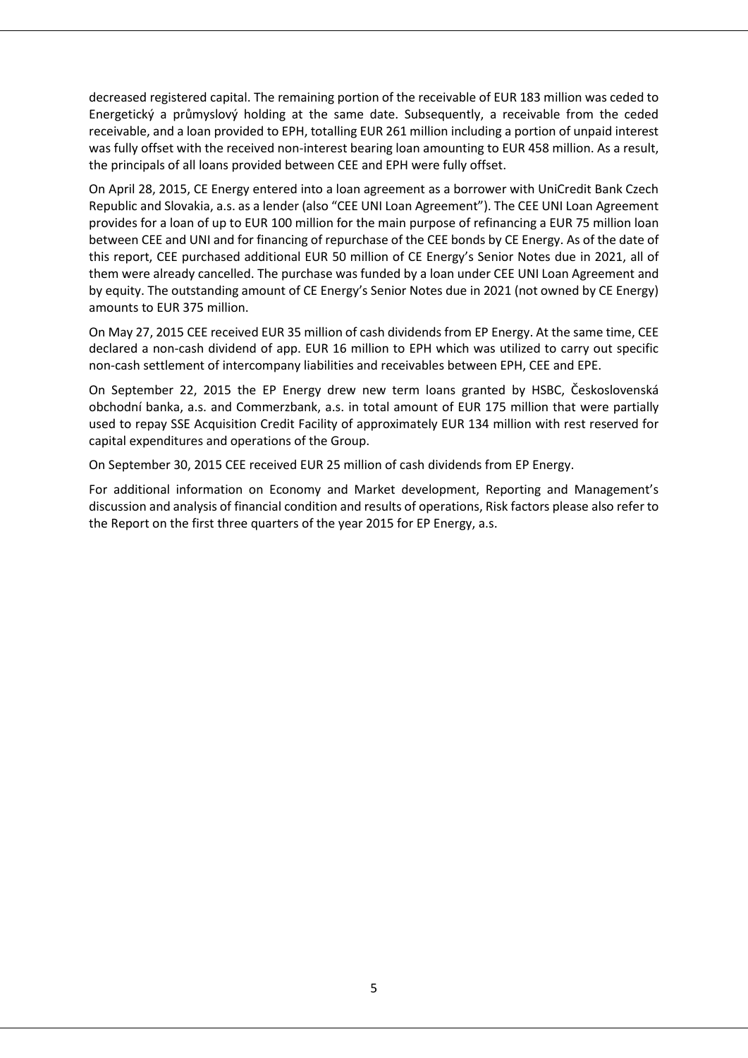decreased registered capital. The remaining portion of the receivable of EUR 183 million was ceded to Energetický a průmyslový holding at the same date. Subsequently, a receivable from the ceded receivable, and a loan provided to EPH, totalling EUR 261 million including a portion of unpaid interest was fully offset with the received non-interest bearing loan amounting to EUR 458 million. As a result, the principals of all loans provided between CEE and EPH were fully offset.

On April 28, 2015, CE Energy entered into a loan agreement as a borrower with UniCredit Bank Czech Republic and Slovakia, a.s. as a lender (also "CEE UNI Loan Agreement"). The CEE UNI Loan Agreement provides for a loan of up to EUR 100 million for the main purpose of refinancing a EUR 75 million loan between CEE and UNI and for financing of repurchase of the CEE bonds by CE Energy. As of the date of this report, CEE purchased additional EUR 50 million of CE Energy's Senior Notes due in 2021, all of them were already cancelled. The purchase was funded by a loan under CEE UNI Loan Agreement and by equity. The outstanding amount of CE Energy's Senior Notes due in 2021 (not owned by CE Energy) amounts to EUR 375 million.

On May 27, 2015 CEE received EUR 35 million of cash dividends from EP Energy. At the same time, CEE declared a non-cash dividend of app. EUR 16 million to EPH which was utilized to carry out specific non-cash settlement of intercompany liabilities and receivables between EPH, CEE and EPE.

On September 22, 2015 the EP Energy drew new term loans granted by HSBC, Československá obchodní banka, a.s. and Commerzbank, a.s. in total amount of EUR 175 million that were partially used to repay SSE Acquisition Credit Facility of approximately EUR 134 million with rest reserved for capital expenditures and operations of the Group.

On September 30, 2015 CEE received EUR 25 million of cash dividends from EP Energy.

For additional information on Economy and Market development, Reporting and Management's discussion and analysis of financial condition and results of operations, Risk factors please also refer to the Report on the first three quarters of the year 2015 for EP Energy, a.s.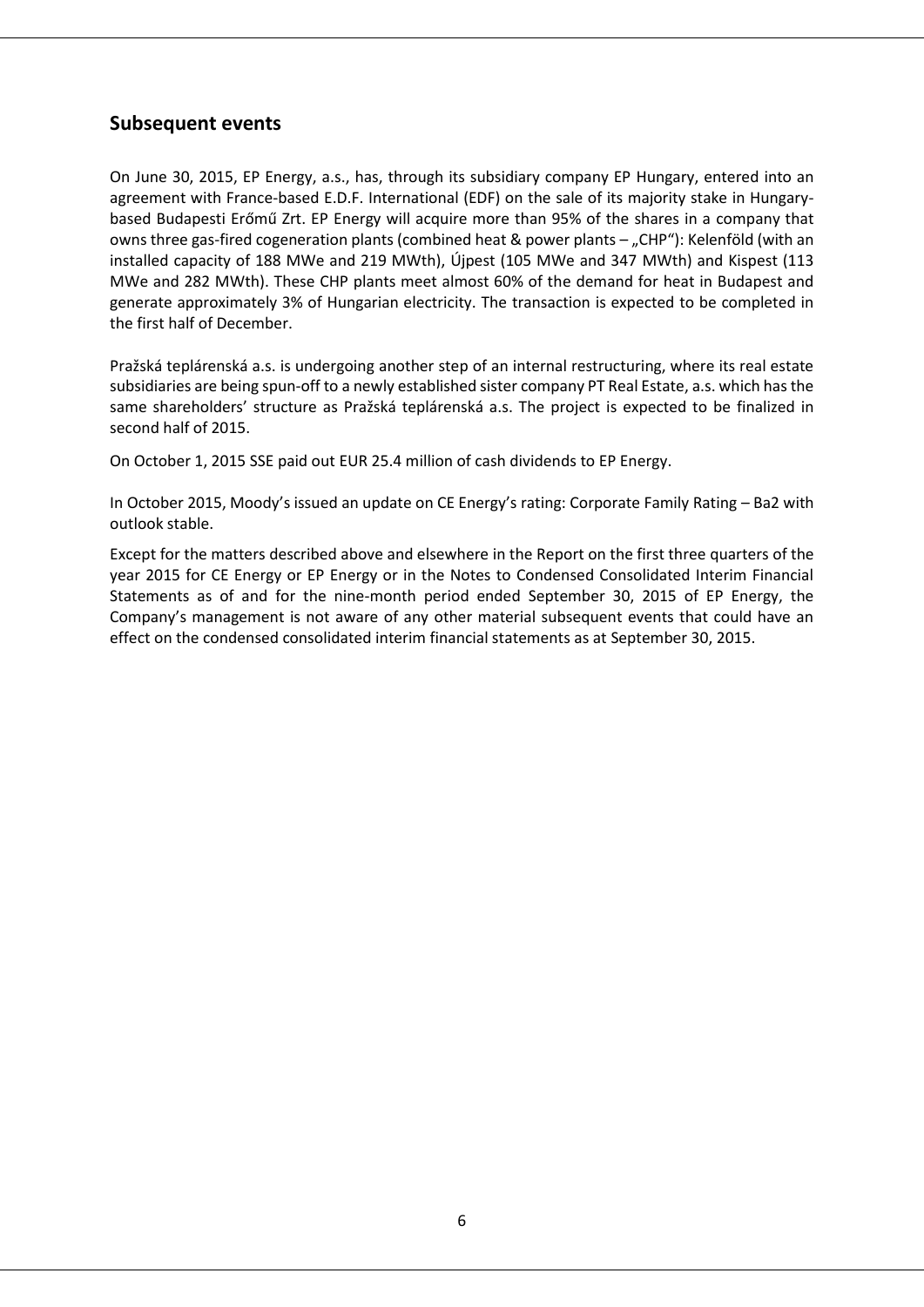## Subsequent events

On June 30, 2015, EP Energy, a.s., has, through its subsidiary company EP Hungary, entered into an agreement with France-based E.D.F. International (EDF) on the sale of its majority stake in Hungary-based Budapesti Erőmű Zrt. EP Energy will acquire more than 95% of the shares in a company that owns three gas-fired cogeneration plants (combined heat & power plants – „CHP"): Kelenföld (with an installed capacity of 188 MWe and 219 MWth), Újpest (105 MWe and 347 MWth) and Kispest (113 MWe and 282 MWth). These CHP plants meet almost 60% of the demand for heat in Budapest and generate approximately 3% of Hungarian electricity. The transaction is expected to be completed in the first half of December.

Pražská teplárenská a.s. is undergoing another step of an internal restructuring, where its real estate subsidiaries are being spun-off to a newly established sister company PT Real Estate, a.s. which has the same shareholders' structure as Pražská teplárenská a.s. The project is expected to be finalized in second half of 2015.

On October 1, 2015 SSE paid out EUR 25.4 million of cash dividends to EP Energy.

In October 2015, Moody's issued an update on CE Energy's rating: Corporate Family Rating – Ba2 with outlook stable.

Except for the matters described above and elsewhere in the Report on the first three quarters of the year 2015 for CE Energy or EP Energy or in the Notes to Condensed Consolidated Interim Financial Statements as of and for the nine-month period ended September 30, 2015 of EP Energy, the Company's management is not aware of any other material subsequent events that could have an effect on the condensed consolidated interim financial statements as at September 30, 2015.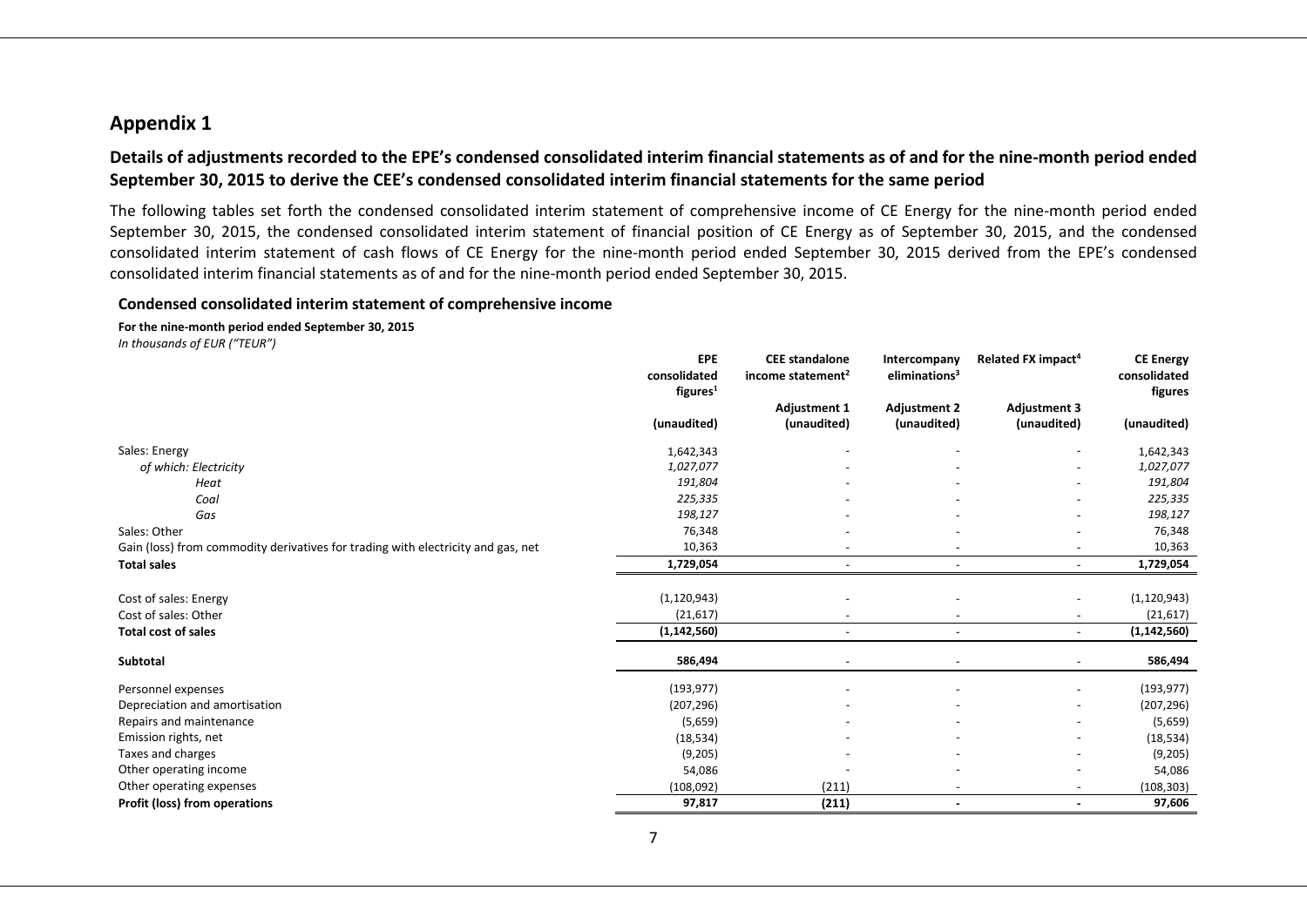## Appendix 1

### Details of adjustments recorded to the EPE's condensed consolidated interim financial statements as of and for the nine-month period ended September 30, 2015 to derive the CEE's condensed consolidated interim financial statements for the same period

The following tables set forth the condensed consolidated interim statement of comprehensive income of CE Energy for the nine-month period ended September 30, 2015, the condensed consolidated interim statement of financial position of CE Energy as of September 30, 2015, and the condensed consolidated interim statement of cash flows of CE Energy for the nine-month period ended September 30, 2015 derived from the EPE's condensed consolidated interim financial statements as of and for the nine-month period ended September 30, 2015.

#### Condensed consolidated interim statement of comprehensive income

**For the nine-month period ended September 30, 2015**
*In thousands of EUR ("TEUR")*

| | EPE consolidated figures[1] | CEE standalone income statement[2] | Intercompany eliminations[3] | Related FX impact[4] | CE Energy consolidated figures |
|---|---|---|---|---|---|
| | | Adjustment 1 | Adjustment 2 | Adjustment 3 | |
| | (unaudited) | (unaudited) | (unaudited) | (unaudited) | (unaudited) |
| Sales: Energy | 1,642,343 | - | - | - | 1,642,343 |
| *of which: Electricity* | *1,027,077* | - | - | - | *1,027,077* |
| *Heat* | *191,804* | - | - | - | *191,804* |
| *Coal* | *225,335* | - | - | - | *225,335* |
| *Gas* | *198,127* | - | - | - | *198,127* |
| Sales: Other | 76,348 | - | - | - | 76,348 |
| Gain (loss) from commodity derivatives for trading with electricity and gas, net | 10,363 | - | - | - | 10,363 |
| **Total sales** | **1,729,054** | - | - | - | **1,729,054** |
| Cost of sales: Energy | (1,120,943) | - | - | - | (1,120,943) |
| Cost of sales: Other | (21,617) | - | - | - | (21,617) |
| **Total cost of sales** | **(1,142,560)** | - | - | - | **(1,142,560)** |
| **Subtotal** | **586,494** | - | - | - | **586,494** |
| Personnel expenses | (193,977) | - | - | - | (193,977) |
| Depreciation and amortisation | (207,296) | - | - | - | (207,296) |
| Repairs and maintenance | (5,659) | - | - | - | (5,659) |
| Emission rights, net | (18,534) | - | - | - | (18,534) |
| Taxes and charges | (9,205) | - | - | - | (9,205) |
| Other operating income | 54,086 | - | - | - | 54,086 |
| Other operating expenses | (108,092) | (211) | - | - | (108,303) |
| **Profit (loss) from operations** | **97,817** | **(211)** | **-** | **-** | **97,606** |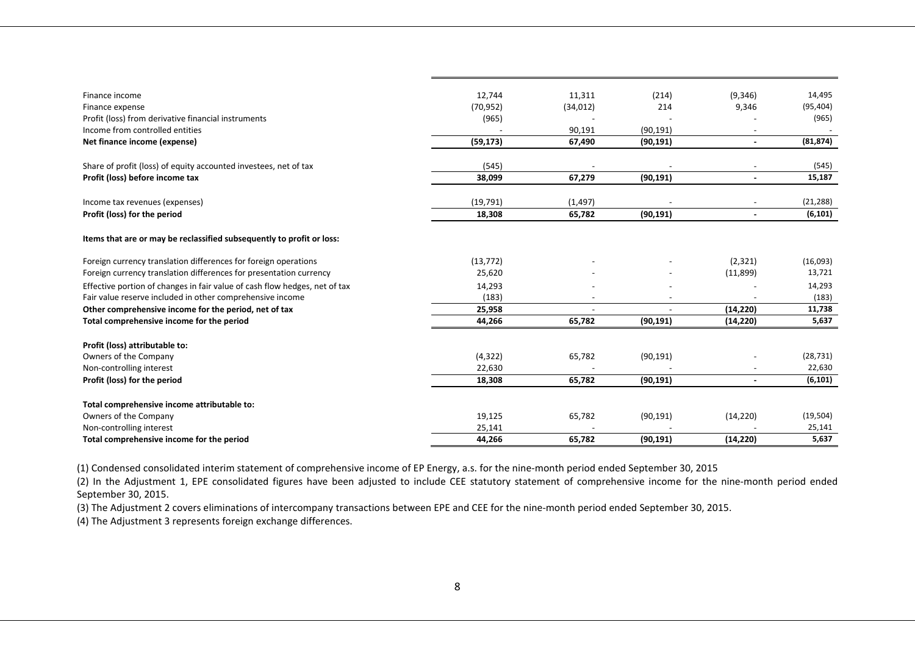|  |  |  |  |  |  |
|---|---|---|---|---|---|
| Finance income | 12,744 | 11,311 | (214) | (9,346) | 14,495 |
| Finance expense | (70,952) | (34,012) | 214 | 9,346 | (95,404) |
| Profit (loss) from derivative financial instruments | (965) | - | - | - | (965) |
| Income from controlled entities | - | 90,191 | (90,191) | - | - |
| **Net finance income (expense)** | **(59,173)** | **67,490** | **(90,191)** | **-** | **(81,874)** |
|  |  |  |  |  |  |
| Share of profit (loss) of equity accounted investees, net of tax | (545) | - | - | - | (545) |
| **Profit (loss) before income tax** | **38,099** | **67,279** | **(90,191)** | **-** | **15,187** |
|  |  |  |  |  |  |
| Income tax revenues (expenses) | (19,791) | (1,497) | - | - | (21,288) |
| **Profit (loss) for the period** | **18,308** | **65,782** | **(90,191)** | **-** | **(6,101)** |
|  |  |  |  |  |  |
| **Items that are or may be reclassified subsequently to profit or loss:** |  |  |  |  |  |
|  |  |  |  |  |  |
| Foreign currency translation differences for foreign operations | (13,772) | - | - | (2,321) | (16,093) |
| Foreign currency translation differences for presentation currency | 25,620 | - | - | (11,899) | 13,721 |
| Effective portion of changes in fair value of cash flow hedges, net of tax | 14,293 | - | - | - | 14,293 |
| Fair value reserve included in other comprehensive income | (183) | - | - | - | (183) |
| **Other comprehensive income for the period, net of tax** | **25,958** | **-** | **-** | **(14,220)** | **11,738** |
| **Total comprehensive income for the period** | **44,266** | **65,782** | **(90,191)** | **(14,220)** | **5,637** |
|  |  |  |  |  |  |
| **Profit (loss) attributable to:** |  |  |  |  |  |
| Owners of the Company | (4,322) | 65,782 | (90,191) | - | (28,731) |
| Non-controlling interest | 22,630 | - | - | - | 22,630 |
| **Profit (loss) for the period** | **18,308** | **65,782** | **(90,191)** | **-** | **(6,101)** |
|  |  |  |  |  |  |
| **Total comprehensive income attributable to:** |  |  |  |  |  |
| Owners of the Company | 19,125 | 65,782 | (90,191) | (14,220) | (19,504) |
| Non-controlling interest | 25,141 | - | - | - | 25,141 |
| **Total comprehensive income for the period** | **44,266** | **65,782** | **(90,191)** | **(14,220)** | **5,637** |

(1) Condensed consolidated interim statement of comprehensive income of EP Energy, a.s. for the nine-month period ended September 30, 2015

(2) In the Adjustment 1, EPE consolidated figures have been adjusted to include CEE statutory statement of comprehensive income for the nine-month period ended September 30, 2015.

(3) The Adjustment 2 covers eliminations of intercompany transactions between EPE and CEE for the nine-month period ended September 30, 2015.

(4) The Adjustment 3 represents foreign exchange differences.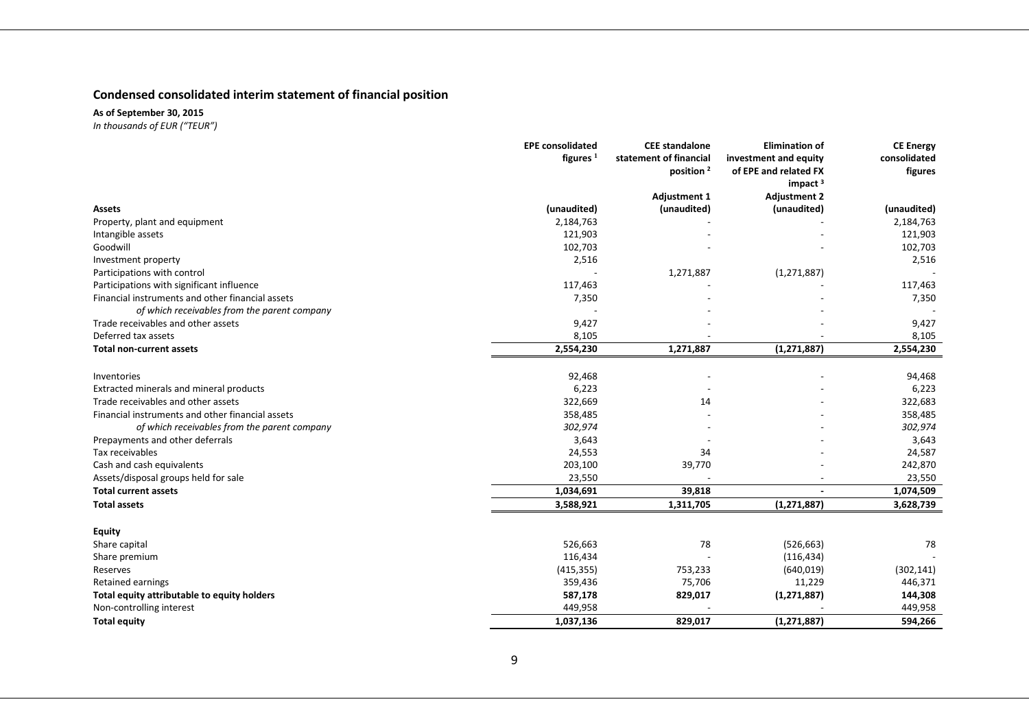## Condensed consolidated interim statement of financial position

**As of September 30, 2015**

*In thousands of EUR ("TEUR")*

| | EPE consolidated figures [1] | CEE standalone statement of financial position [2] | Elimination of investment and equity of EPE and related FX impact [3] | CE Energy consolidated figures |
|---|---|---|---|---|
| | | Adjustment 1 | Adjustment 2 | |
| **Assets** | **(unaudited)** | **(unaudited)** | **(unaudited)** | **(unaudited)** |
| Property, plant and equipment | 2,184,763 | - | - | 2,184,763 |
| Intangible assets | 121,903 | - | - | 121,903 |
| Goodwill | 102,703 | - | - | 102,703 |
| Investment property | 2,516 | | | 2,516 |
| Participations with control | - | 1,271,887 | (1,271,887) | - |
| Participations with significant influence | 117,463 | - | - | 117,463 |
| Financial instruments and other financial assets | 7,350 | - | - | 7,350 |
| *of which receivables from the parent company* | - | - | - | - |
| Trade receivables and other assets | 9,427 | - | - | 9,427 |
| Deferred tax assets | 8,105 | - | - | 8,105 |
| **Total non-current assets** | **2,554,230** | **1,271,887** | **(1,271,887)** | **2,554,230** |
| | | | | |
| Inventories | 92,468 | - | - | 94,468 |
| Extracted minerals and mineral products | 6,223 | - | - | 6,223 |
| Trade receivables and other assets | 322,669 | 14 | - | 322,683 |
| Financial instruments and other financial assets | 358,485 | - | - | 358,485 |
| *of which receivables from the parent company* | *302,974* | - | - | *302,974* |
| Prepayments and other deferrals | 3,643 | - | - | 3,643 |
| Tax receivables | 24,553 | 34 | - | 24,587 |
| Cash and cash equivalents | 203,100 | 39,770 | - | 242,870 |
| Assets/disposal groups held for sale | 23,550 | - | - | 23,550 |
| **Total current assets** | **1,034,691** | **39,818** | **-** | **1,074,509** |
| **Total assets** | **3,588,921** | **1,311,705** | **(1,271,887)** | **3,628,739** |
| | | | | |
| **Equity** | | | | |
| Share capital | 526,663 | 78 | (526,663) | 78 |
| Share premium | 116,434 | - | (116,434) | - |
| Reserves | (415,355) | 753,233 | (640,019) | (302,141) |
| Retained earnings | 359,436 | 75,706 | 11,229 | 446,371 |
| **Total equity attributable to equity holders** | **587,178** | **829,017** | **(1,271,887)** | **144,308** |
| Non-controlling interest | 449,958 | - | - | 449,958 |
| **Total equity** | **1,037,136** | **829,017** | **(1,271,887)** | **594,266** |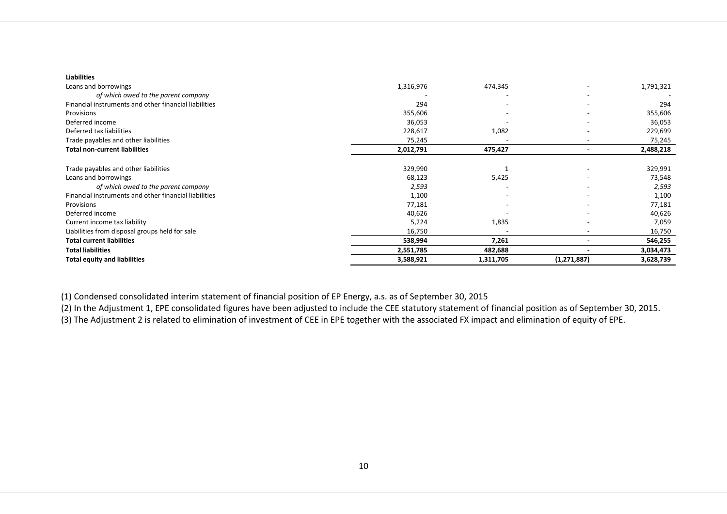| | | | | |
|---|---|---|---|---|
| **Liabilities** | | | | |
| Loans and borrowings | 1,316,976 | 474,345 | **-** | 1,791,321 |
| *of which owed to the parent company* | - | - | - | - |
| Financial instruments and other financial liabilities | 294 | - | - | 294 |
| Provisions | 355,606 | - | - | 355,606 |
| Deferred income | 36,053 | - | - | 36,053 |
| Deferred tax liabilities | 228,617 | 1,082 | - | 229,699 |
| Trade payables and other liabilities | 75,245 | - | - | 75,245 |
| **Total non-current liabilities** | **2,012,791** | **475,427** | **-** | **2,488,218** |
| | | | | |
| Trade payables and other liabilities | 329,990 | 1 | - | 329,991 |
| Loans and borrowings | 68,123 | 5,425 | - | 73,548 |
| *of which owed to the parent company* | *2,593* | - | - | *2,593* |
| Financial instruments and other financial liabilities | 1,100 | - | - | 1,100 |
| Provisions | 77,181 | - | - | 77,181 |
| Deferred income | 40,626 | - | - | 40,626 |
| Current income tax liability | 5,224 | 1,835 | - | 7,059 |
| Liabilities from disposal groups held for sale | 16,750 | **-** | **-** | 16,750 |
| **Total current liabilities** | **538,994** | **7,261** | **-** | **546,255** |
| **Total liabilities** | **2,551,785** | **482,688** | **-** | **3,034,473** |
| **Total equity and liabilities** | **3,588,921** | **1,311,705** | **(1,271,887)** | **3,628,739** |

(1) Condensed consolidated interim statement of financial position of EP Energy, a.s. as of September 30, 2015

(2) In the Adjustment 1, EPE consolidated figures have been adjusted to include the CEE statutory statement of financial position as of September 30, 2015.

(3) The Adjustment 2 is related to elimination of investment of CEE in EPE together with the associated FX impact and elimination of equity of EPE.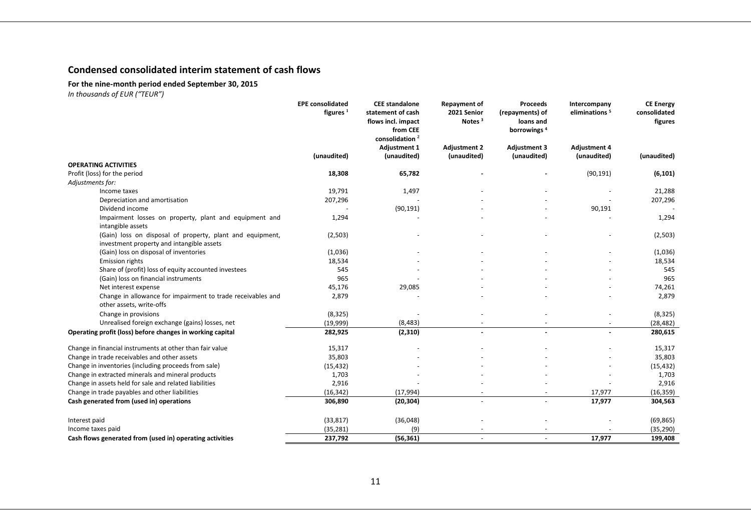## Condensed consolidated interim statement of cash flows

**For the nine-month period ended September 30, 2015**

*In thousands of EUR ("TEUR")*

| | EPE consolidated figures [1] | CEE standalone statement of cash flows incl. impact from CEE consolidation [2] | Repayment of 2021 Senior Notes [3] | Proceeds (repayments) of loans and borrowings [4] | Intercompany eliminations [5] | CE Energy consolidated figures |
|---|---|---|---|---|---|---|
| | | Adjustment 1 | Adjustment 2 | Adjustment 3 | Adjustment 4 | |
| | (unaudited) | (unaudited) | (unaudited) | (unaudited) | (unaudited) | (unaudited) |
| **OPERATING ACTIVITIES** | | | | | | |
| Profit (loss) for the period | **18,308** | **65,782** | **-** | **-** | (90,191) | **(6,101)** |
| *Adjustments for:* | | | | | | |
| Income taxes | 19,791 | 1,497 | - | - | - | 21,288 |
| Depreciation and amortisation | 207,296 | - | - | - | - | 207,296 |
| Dividend income | - | (90,191) | - | - | 90,191 | - |
| Impairment losses on property, plant and equipment and intangible assets | 1,294 | - | - | - | - | 1,294 |
| (Gain) loss on disposal of property, plant and equipment, investment property and intangible assets | (2,503) | - | - | - | - | (2,503) |
| (Gain) loss on disposal of inventories | (1,036) | - | - | - | - | (1,036) |
| Emission rights | 18,534 | - | - | - | - | 18,534 |
| Share of (profit) loss of equity accounted investees | 545 | - | - | - | - | 545 |
| (Gain) loss on financial instruments | 965 | - | - | - | - | 965 |
| Net interest expense | 45,176 | 29,085 | - | - | - | 74,261 |
| Change in allowance for impairment to trade receivables and other assets, write-offs | 2,879 | - | - | - | - | 2,879 |
| Change in provisions | (8,325) | - | - | - | - | (8,325) |
| Unrealised foreign exchange (gains) losses, net | (19,999) | (8,483) | - | - | - | (28,482) |
| **Operating profit (loss) before changes in working capital** | **282,925** | **(2,310)** | **-** | **-** | **-** | **280,615** |
| Change in financial instruments at other than fair value | 15,317 | - | - | - | - | 15,317 |
| Change in trade receivables and other assets | 35,803 | - | - | - | - | 35,803 |
| Change in inventories (including proceeds from sale) | (15,432) | - | - | - | - | (15,432) |
| Change in extracted minerals and mineral products | 1,703 | - | - | - | - | 1,703 |
| Change in assets held for sale and related liabilities | 2,916 | - | - | - | - | 2,916 |
| Change in trade payables and other liabilities | (16,342) | (17,994) | - | - | 17,977 | (16,359) |
| **Cash generated from (used in) operations** | **306,890** | **(20,304)** | - | - | **17,977** | **304,563** |
| Interest paid | (33,817) | (36,048) | - | - | - | (69,865) |
| Income taxes paid | (35,281) | (9) | - | - | - | (35,290) |
| **Cash flows generated from (used in) operating activities** | **237,792** | **(56,361)** | - | - | **17,977** | **199,408** |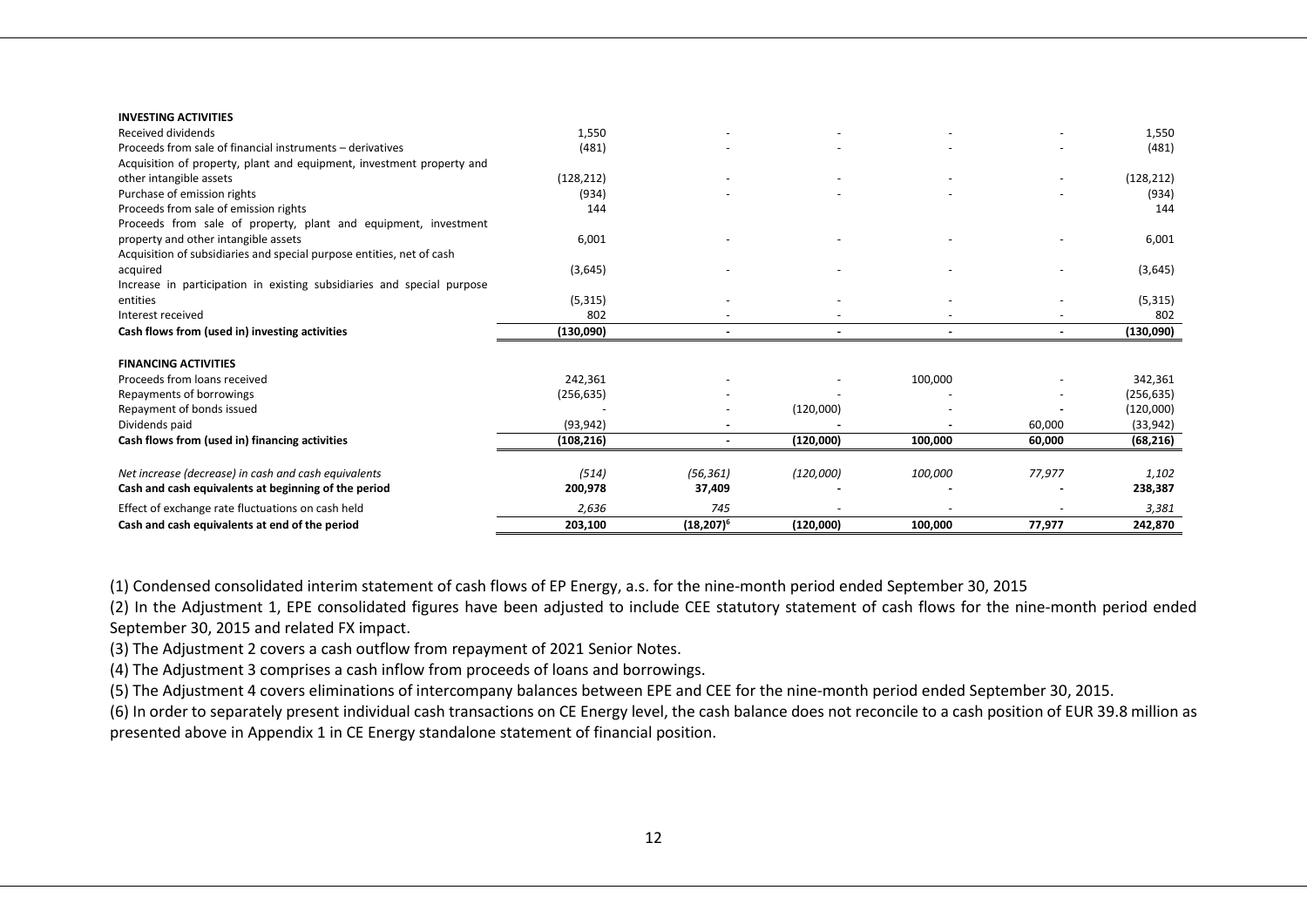| | | | | | | |
|---|---|---|---|---|---|---|
| **INVESTING ACTIVITIES** | | | | | | |
| Received dividends | 1,550 | - | - | - | - | 1,550 |
| Proceeds from sale of financial instruments – derivatives | (481) | - | - | - | - | (481) |
| Acquisition of property, plant and equipment, investment property and other intangible assets | (128,212) | - | - | - | - | (128,212) |
| Purchase of emission rights | (934) | - | - | - | - | (934) |
| Proceeds from sale of emission rights | 144 | | | | | 144 |
| Proceeds from sale of property, plant and equipment, investment property and other intangible assets | 6,001 | - | - | - | - | 6,001 |
| Acquisition of subsidiaries and special purpose entities, net of cash acquired | (3,645) | - | - | - | - | (3,645) |
| Increase in participation in existing subsidiaries and special purpose entities | (5,315) | - | - | - | - | (5,315) |
| Interest received | 802 | - | - | - | - | 802 |
| **Cash flows from (used in) investing activities** | **(130,090)** | **-** | **-** | **-** | **-** | **(130,090)** |
| | | | | | | |
| **FINANCING ACTIVITIES** | | | | | | |
| Proceeds from loans received | 242,361 | - | - | 100,000 | - | 342,361 |
| Repayments of borrowings | (256,635) | - | - | - | - | (256,635) |
| Repayment of bonds issued | - | - | (120,000) | - | **-** | (120,000) |
| Dividends paid | (93,942) | **-** | **-** | **-** | 60,000 | (33,942) |
| **Cash flows from (used in) financing activities** | **(108,216)** | **-** | **(120,000)** | **100,000** | **60,000** | **(68,216)** |
| | | | | | | |
| *Net increase (decrease) in cash and cash equivalents* | *(514)* | *(56,361)* | *(120,000)* | *100,000* | *77,977* | *1,102* |
| **Cash and cash equivalents at beginning of the period** | **200,978** | **37,409** | **-** | **-** | **-** | **238,387** |
| Effect of exchange rate fluctuations on cash held | *2,636* | *745* | - | - | - | *3,381* |
| **Cash and cash equivalents at end of the period** | **203,100** | **(18,207)[6]** | **(120,000)** | **100,000** | **77,977** | **242,870** |

(1) Condensed consolidated interim statement of cash flows of EP Energy, a.s. for the nine-month period ended September 30, 2015

(2) In the Adjustment 1, EPE consolidated figures have been adjusted to include CEE statutory statement of cash flows for the nine-month period ended September 30, 2015 and related FX impact.

(3) The Adjustment 2 covers a cash outflow from repayment of 2021 Senior Notes.

(4) The Adjustment 3 comprises a cash inflow from proceeds of loans and borrowings.

(5) The Adjustment 4 covers eliminations of intercompany balances between EPE and CEE for the nine-month period ended September 30, 2015.

(6) In order to separately present individual cash transactions on CE Energy level, the cash balance does not reconcile to a cash position of EUR 39.8 million as presented above in Appendix 1 in CE Energy standalone statement of financial position.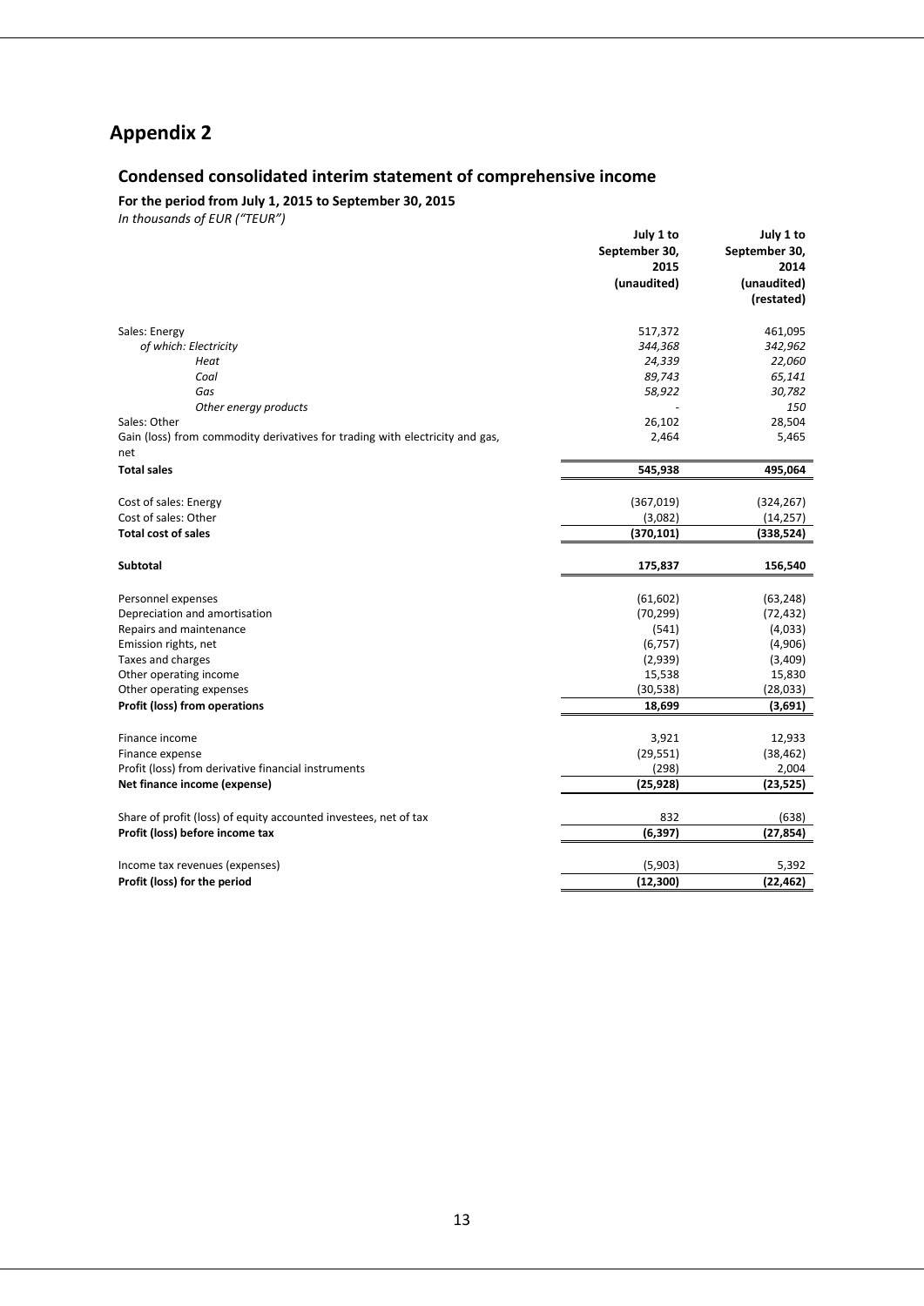# Appendix 2

## Condensed consolidated interim statement of comprehensive income

**For the period from July 1, 2015 to September 30, 2015**

*In thousands of EUR ("TEUR")*

| | July 1 to September 30, 2015 (unaudited) | July 1 to September 30, 2014 (unaudited) (restated) |
|---|---|---|
| Sales: Energy | 517,372 | 461,095 |
| *of which: Electricity* | *344,368* | *342,962* |
| *Heat* | *24,339* | *22,060* |
| *Coal* | *89,743* | *65,141* |
| *Gas* | *58,922* | *30,782* |
| *Other energy products* | - | *150* |
| Sales: Other | 26,102 | 28,504 |
| Gain (loss) from commodity derivatives for trading with electricity and gas, net | 2,464 | 5,465 |
| **Total sales** | **545,938** | **495,064** |
| | | |
| Cost of sales: Energy | (367,019) | (324,267) |
| Cost of sales: Other | (3,082) | (14,257) |
| **Total cost of sales** | **(370,101)** | **(338,524)** |
| | | |
| **Subtotal** | **175,837** | **156,540** |
| | | |
| Personnel expenses | (61,602) | (63,248) |
| Depreciation and amortisation | (70,299) | (72,432) |
| Repairs and maintenance | (541) | (4,033) |
| Emission rights, net | (6,757) | (4,906) |
| Taxes and charges | (2,939) | (3,409) |
| Other operating income | 15,538 | 15,830 |
| Other operating expenses | (30,538) | (28,033) |
| **Profit (loss) from operations** | **18,699** | **(3,691)** |
| | | |
| Finance income | 3,921 | 12,933 |
| Finance expense | (29,551) | (38,462) |
| Profit (loss) from derivative financial instruments | (298) | 2,004 |
| **Net finance income (expense)** | **(25,928)** | **(23,525)** |
| | | |
| Share of profit (loss) of equity accounted investees, net of tax | 832 | (638) |
| **Profit (loss) before income tax** | **(6,397)** | **(27,854)** |
| | | |
| Income tax revenues (expenses) | (5,903) | 5,392 |
| **Profit (loss) for the period** | **(12,300)** | **(22,462)** |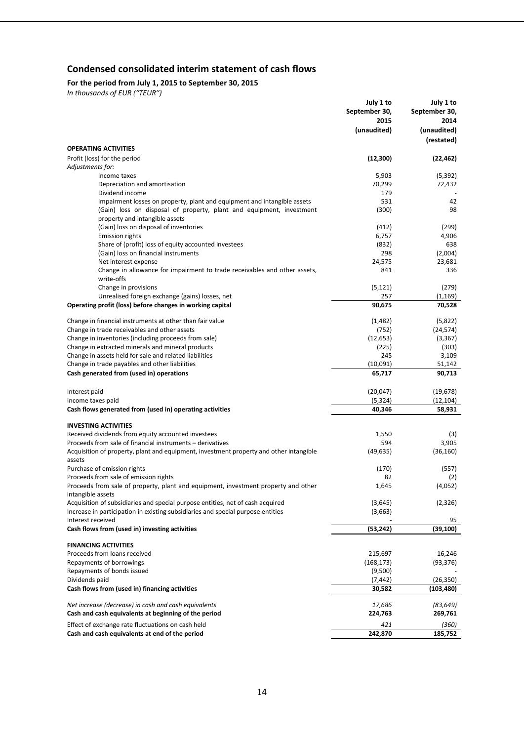## Condensed consolidated interim statement of cash flows

**For the period from July 1, 2015 to September 30, 2015**

*In thousands of EUR ("TEUR")*

| | July 1 to September 30, 2015 (unaudited) | July 1 to September 30, 2014 (unaudited) (restated) |
|---|---|---|
| **OPERATING ACTIVITIES** | | |
| Profit (loss) for the period | **(12,300)** | **(22,462)** |
| *Adjustments for:* | | |
| Income taxes | 5,903 | (5,392) |
| Depreciation and amortisation | 70,299 | 72,432 |
| Dividend income | 179 | - |
| Impairment losses on property, plant and equipment and intangible assets | 531 | 42 |
| (Gain) loss on disposal of property, plant and equipment, investment property and intangible assets | (300) | 98 |
| (Gain) loss on disposal of inventories | (412) | (299) |
| Emission rights | 6,757 | 4,906 |
| Share of (profit) loss of equity accounted investees | (832) | 638 |
| (Gain) loss on financial instruments | 298 | (2,004) |
| Net interest expense | 24,575 | 23,681 |
| Change in allowance for impairment to trade receivables and other assets, write-offs | 841 | 336 |
| Change in provisions | (5,121) | (279) |
| Unrealised foreign exchange (gains) losses, net | 257 | (1,169) |
| **Operating profit (loss) before changes in working capital** | **90,675** | **70,528** |
| Change in financial instruments at other than fair value | (1,482) | (5,822) |
| Change in trade receivables and other assets | (752) | (24,574) |
| Change in inventories (including proceeds from sale) | (12,653) | (3,367) |
| Change in extracted minerals and mineral products | (225) | (303) |
| Change in assets held for sale and related liabilities | 245 | 3,109 |
| Change in trade payables and other liabilities | (10,091) | 51,142 |
| **Cash generated from (used in) operations** | **65,717** | **90,713** |
| Interest paid | (20,047) | (19,678) |
| Income taxes paid | (5,324) | (12,104) |
| **Cash flows generated from (used in) operating activities** | **40,346** | **58,931** |
| **INVESTING ACTIVITIES** | | |
| Received dividends from equity accounted investees | 1,550 | (3) |
| Proceeds from sale of financial instruments – derivatives | 594 | 3,905 |
| Acquisition of property, plant and equipment, investment property and other intangible assets | (49,635) | (36,160) |
| Purchase of emission rights | (170) | (557) |
| Proceeds from sale of emission rights | 82 | (2) |
| Proceeds from sale of property, plant and equipment, investment property and other intangible assets | 1,645 | (4,052) |
| Acquisition of subsidiaries and special purpose entities, net of cash acquired | (3,645) | (2,326) |
| Increase in participation in existing subsidiaries and special purpose entities | (3,663) | - |
| Interest received | - | 95 |
| **Cash flows from (used in) investing activities** | **(53,242)** | **(39,100)** |
| **FINANCING ACTIVITIES** | | |
| Proceeds from loans received | 215,697 | 16,246 |
| Repayments of borrowings | (168,173) | (93,376) |
| Repayments of bonds issued | (9,500) | - |
| Dividends paid | (7,442) | (26,350) |
| **Cash flows from (used in) financing activities** | **30,582** | **(103,480)** |
| *Net increase (decrease) in cash and cash equivalents* | *17,686* | *(83,649)* |
| **Cash and cash equivalents at beginning of the period** | **224,763** | **269,761** |
| Effect of exchange rate fluctuations on cash held | *421* | *(360)* |
| **Cash and cash equivalents at end of the period** | **242,870** | **185,752** |